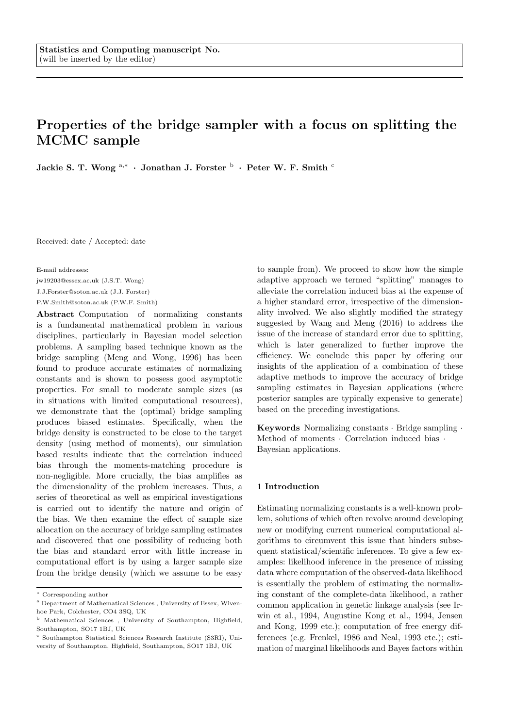Statistics and Computing manuscript No.
(will be inserted by the editor)

# Properties of the bridge sampler with a focus on splitting the MCMC sample

**Jackie S. T. Wong** [a,*] · **Jonathan J. Forster** [b] · **Peter W. F. Smith** [c]

Received: date / Accepted: date

E-mail addresses:
jw19203@essex.ac.uk (J.S.T. Wong)
J.J.Forster@soton.ac.uk (J.J. Forster)
P.W.Smith@soton.ac.uk (P.W.F. Smith)

[*] Corresponding author
[a] Department of Mathematical Sciences , University of Essex, Wivenhoe Park, Colchester, CO4 3SQ, UK
[b] Mathematical Sciences , University of Southampton, Highfield, Southampton, SO17 1BJ, UK
[c] Southampton Statistical Sciences Research Institute (S3RI), University of Southampton, Highfield, Southampton, SO17 1BJ, UK

**Abstract** Computation of normalizing constants is a fundamental mathematical problem in various disciplines, particularly in Bayesian model selection problems. A sampling based technique known as the bridge sampling (Meng and Wong, 1996) has been found to produce accurate estimates of normalizing constants and is shown to possess good asymptotic properties. For small to moderate sample sizes (as in situations with limited computational resources), we demonstrate that the (optimal) bridge sampling produces biased estimates. Specifically, when the bridge density is constructed to be close to the target density (using method of moments), our simulation based results indicate that the correlation induced bias through the moments-matching procedure is non-negligible. More crucially, the bias amplifies as the dimensionality of the problem increases. Thus, a series of theoretical as well as empirical investigations is carried out to identify the nature and origin of the bias. We then examine the effect of sample size allocation on the accuracy of bridge sampling estimates and discovered that one possibility of reducing both the bias and standard error with little increase in computational effort is by using a larger sample size from the bridge density (which we assume to be easy to sample from). We proceed to show how the simple adaptive approach we termed "splitting" manages to alleviate the correlation induced bias at the expense of a higher standard error, irrespective of the dimensionality involved. We also slightly modified the strategy suggested by Wang and Meng (2016) to address the issue of the increase of standard error due to splitting, which is later generalized to further improve the efficiency. We conclude this paper by offering our insights of the application of a combination of these adaptive methods to improve the accuracy of bridge sampling estimates in Bayesian applications (where posterior samples are typically expensive to generate) based on the preceding investigations.

**Keywords** Normalizing constants · Bridge sampling · Method of moments · Correlation induced bias · Bayesian applications.

## 1 Introduction

Estimating normalizing constants is a well-known problem, solutions of which often revolve around developing new or modifying current numerical computational algorithms to circumvent this issue that hinders subsequent statistical/scientific inferences. To give a few examples: likelihood inference in the presence of missing data where computation of the observed-data likelihood is essentially the problem of estimating the normalizing constant of the complete-data likelihood, a rather common application in genetic linkage analysis (see Irwin et al., 1994, Augustine Kong et al., 1994, Jensen and Kong, 1999 etc.); computation of free energy differences (e.g. Frenkel, 1986 and Neal, 1993 etc.); estimation of marginal likelihoods and Bayes factors within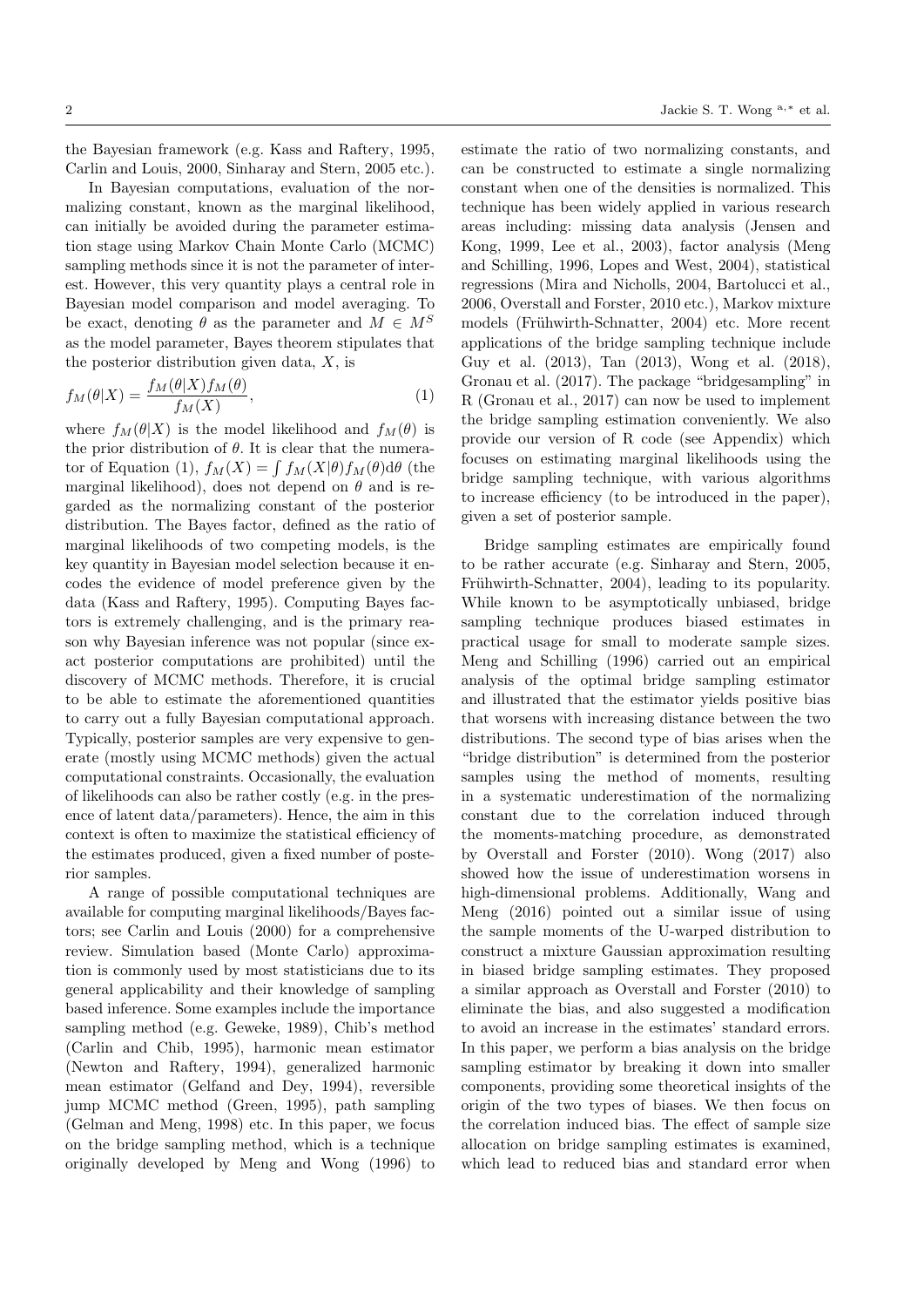the Bayesian framework (e.g. Kass and Raftery, 1995, Carlin and Louis, 2000, Sinharay and Stern, 2005 etc.).

In Bayesian computations, evaluation of the normalizing constant, known as the marginal likelihood, can initially be avoided during the parameter estimation stage using Markov Chain Monte Carlo (MCMC) sampling methods since it is not the parameter of interest. However, this very quantity plays a central role in Bayesian model comparison and model averaging. To be exact, denoting $\theta$ as the parameter and $M \in M^S$ as the model parameter, Bayes theorem stipulates that the posterior distribution given data, $X$, is

$$f_M(\theta|X) = \frac{f_M(\theta|X)f_M(\theta)}{f_M(X)}, \tag{1}$$

where $f_M(\theta|X)$ is the model likelihood and $f_M(\theta)$ is the prior distribution of $\theta$. It is clear that the numerator of Equation (1), $f_M(X) = \int f_M(X|\theta)f_M(\theta)\mathrm{d}\theta$ (the marginal likelihood), does not depend on $\theta$ and is regarded as the normalizing constant of the posterior distribution. The Bayes factor, defined as the ratio of marginal likelihoods of two competing models, is the key quantity in Bayesian model selection because it encodes the evidence of model preference given by the data (Kass and Raftery, 1995). Computing Bayes factors is extremely challenging, and is the primary reason why Bayesian inference was not popular (since exact posterior computations are prohibited) until the discovery of MCMC methods. Therefore, it is crucial to be able to estimate the aforementioned quantities to carry out a fully Bayesian computational approach. Typically, posterior samples are very expensive to generate (mostly using MCMC methods) given the actual computational constraints. Occasionally, the evaluation of likelihoods can also be rather costly (e.g. in the presence of latent data/parameters). Hence, the aim in this context is often to maximize the statistical efficiency of the estimates produced, given a fixed number of posterior samples.

A range of possible computational techniques are available for computing marginal likelihoods/Bayes factors; see Carlin and Louis (2000) for a comprehensive review. Simulation based (Monte Carlo) approximation is commonly used by most statisticians due to its general applicability and their knowledge of sampling based inference. Some examples include the importance sampling method (e.g. Geweke, 1989), Chib's method (Carlin and Chib, 1995), harmonic mean estimator (Newton and Raftery, 1994), generalized harmonic mean estimator (Gelfand and Dey, 1994), reversible jump MCMC method (Green, 1995), path sampling (Gelman and Meng, 1998) etc. In this paper, we focus on the bridge sampling method, which is a technique originally developed by Meng and Wong (1996) to estimate the ratio of two normalizing constants, and can be constructed to estimate a single normalizing constant when one of the densities is normalized. This technique has been widely applied in various research areas including: missing data analysis (Jensen and Kong, 1999, Lee et al., 2003), factor analysis (Meng and Schilling, 1996, Lopes and West, 2004), statistical regressions (Mira and Nicholls, 2004, Bartolucci et al., 2006, Overstall and Forster, 2010 etc.), Markov mixture models (Frühwirth-Schnatter, 2004) etc. More recent applications of the bridge sampling technique include Guy et al. (2013), Tan (2013), Wong et al. (2018), Gronau et al. (2017). The package "bridgesampling" in R (Gronau et al., 2017) can now be used to implement the bridge sampling estimation conveniently. We also provide our version of R code (see Appendix) which focuses on estimating marginal likelihoods using the bridge sampling technique, with various algorithms to increase efficiency (to be introduced in the paper), given a set of posterior sample.

Bridge sampling estimates are empirically found to be rather accurate (e.g. Sinharay and Stern, 2005, Frühwirth-Schnatter, 2004), leading to its popularity. While known to be asymptotically unbiased, bridge sampling technique produces biased estimates in practical usage for small to moderate sample sizes. Meng and Schilling (1996) carried out an empirical analysis of the optimal bridge sampling estimator and illustrated that the estimator yields positive bias that worsens with increasing distance between the two distributions. The second type of bias arises when the "bridge distribution" is determined from the posterior samples using the method of moments, resulting in a systematic underestimation of the normalizing constant due to the correlation induced through the moments-matching procedure, as demonstrated by Overstall and Forster (2010). Wong (2017) also showed how the issue of underestimation worsens in high-dimensional problems. Additionally, Wang and Meng (2016) pointed out a similar issue of using the sample moments of the U-warped distribution to construct a mixture Gaussian approximation resulting in biased bridge sampling estimates. They proposed a similar approach as Overstall and Forster (2010) to eliminate the bias, and also suggested a modification to avoid an increase in the estimates' standard errors. In this paper, we perform a bias analysis on the bridge sampling estimator by breaking it down into smaller components, providing some theoretical insights of the origin of the two types of biases. We then focus on the correlation induced bias. The effect of sample size allocation on bridge sampling estimates is examined, which lead to reduced bias and standard error when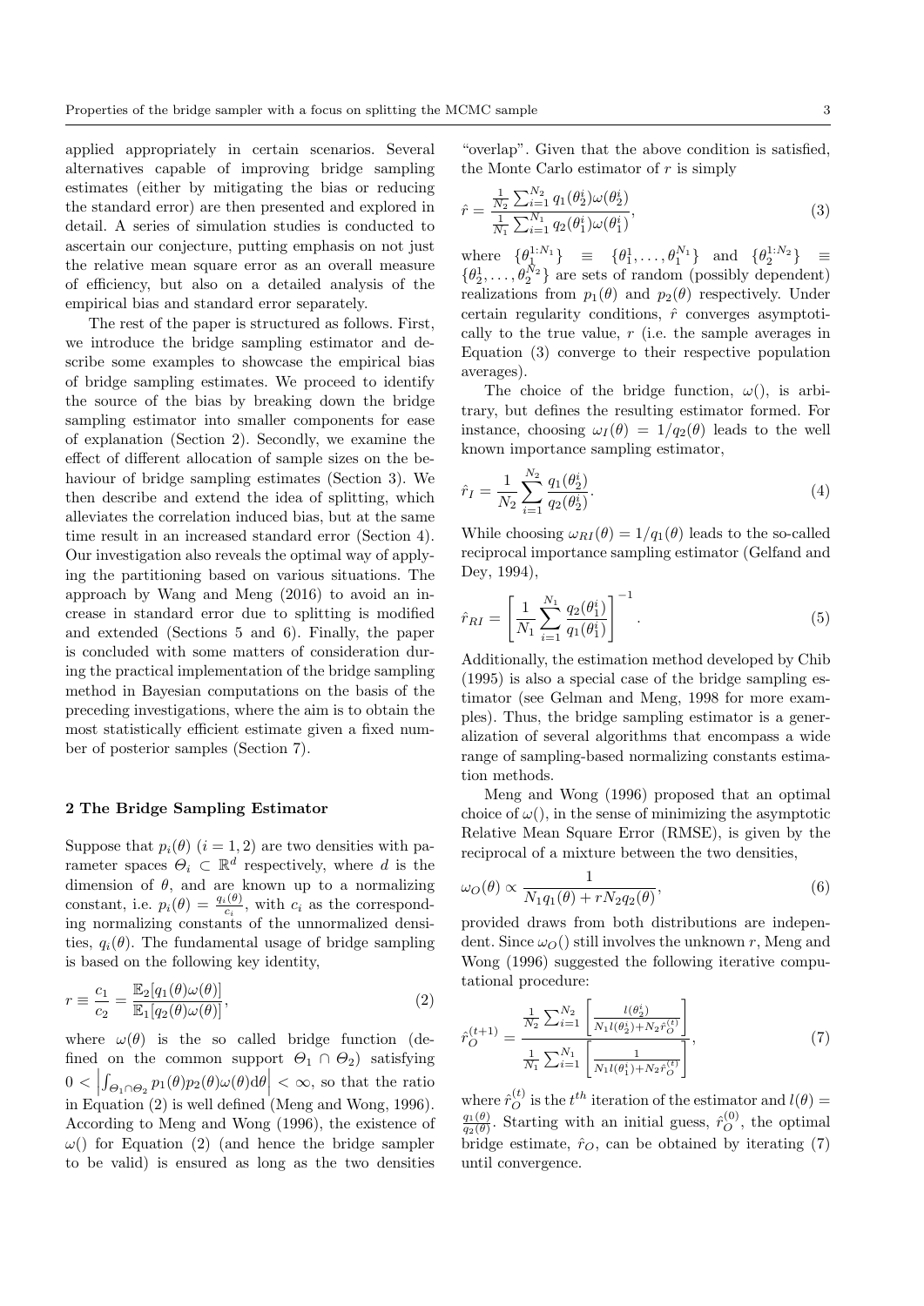applied appropriately in certain scenarios. Several alternatives capable of improving bridge sampling estimates (either by mitigating the bias or reducing the standard error) are then presented and explored in detail. A series of simulation studies is conducted to ascertain our conjecture, putting emphasis on not just the relative mean square error as an overall measure of efficiency, but also on a detailed analysis of the empirical bias and standard error separately.

The rest of the paper is structured as follows. First, we introduce the bridge sampling estimator and describe some examples to showcase the empirical bias of bridge sampling estimates. We proceed to identify the source of the bias by breaking down the bridge sampling estimator into smaller components for ease of explanation (Section 2). Secondly, we examine the effect of different allocation of sample sizes on the behaviour of bridge sampling estimates (Section 3). We then describe and extend the idea of splitting, which alleviates the correlation induced bias, but at the same time result in an increased standard error (Section 4). Our investigation also reveals the optimal way of applying the partitioning based on various situations. The approach by Wang and Meng (2016) to avoid an increase in standard error due to splitting is modified and extended (Sections 5 and 6). Finally, the paper is concluded with some matters of consideration during the practical implementation of the bridge sampling method in Bayesian computations on the basis of the preceding investigations, where the aim is to obtain the most statistically efficient estimate given a fixed number of posterior samples (Section 7).

## 2 The Bridge Sampling Estimator

Suppose that $p_i(\theta)$ $(i = 1, 2)$ are two densities with parameter spaces $\Theta_i \subset \mathbb{R}^d$ respectively, where $d$ is the dimension of $\theta$, and are known up to a normalizing constant, i.e. $p_i(\theta) = \frac{q_i(\theta)}{c_i}$, with $c_i$ as the corresponding normalizing constants of the unnormalized densities, $q_i(\theta)$. The fundamental usage of bridge sampling is based on the following key identity,

$$r \equiv \frac{c_1}{c_2} = \frac{\mathbb{E}_2[q_1(\theta)\omega(\theta)]}{\mathbb{E}_1[q_2(\theta)\omega(\theta)]}, \tag{2}$$

where $\omega(\theta)$ is the so called bridge function (defined on the common support $\Theta_1 \cap \Theta_2$) satisfying $0 < \left| \int_{\Theta_1 \cap \Theta_2} p_1(\theta) p_2(\theta) \omega(\theta) d\theta \right| < \infty$, so that the ratio in Equation (2) is well defined (Meng and Wong, 1996). According to Meng and Wong (1996), the existence of $\omega()$ for Equation (2) (and hence the bridge sampler to be valid) is ensured as long as the two densities "overlap". Given that the above condition is satisfied, the Monte Carlo estimator of $r$ is simply

$$\hat{r} = \frac{\frac{1}{N_2} \sum_{i=1}^{N_2} q_1(\theta_2^i)\omega(\theta_2^i)}{\frac{1}{N_1} \sum_{i=1}^{N_1} q_2(\theta_1^i)\omega(\theta_1^i)}, \tag{3}$$

where $\{\theta_1^{1:N_1}\} \equiv \{\theta_1^1, \ldots, \theta_1^{N_1}\}$ and $\{\theta_2^{1:N_2}\} \equiv \{\theta_2^1, \ldots, \theta_2^{N_2}\}$ are sets of random (possibly dependent) realizations from $p_1(\theta)$ and $p_2(\theta)$ respectively. Under certain regularity conditions, $\hat{r}$ converges asymptotically to the true value, $r$ (i.e. the sample averages in Equation (3) converge to their respective population averages).

The choice of the bridge function, $\omega()$, is arbitrary, but defines the resulting estimator formed. For instance, choosing $\omega_I(\theta) = 1/q_2(\theta)$ leads to the well known importance sampling estimator,

$$\hat{r}_I = \frac{1}{N_2} \sum_{i=1}^{N_2} \frac{q_1(\theta_2^i)}{q_2(\theta_2^i)}. \tag{4}$$

While choosing $\omega_{RI}(\theta) = 1/q_1(\theta)$ leads to the so-called reciprocal importance sampling estimator (Gelfand and Dey, 1994),

$$\hat{r}_{RI} = \left[ \frac{1}{N_1} \sum_{i=1}^{N_1} \frac{q_2(\theta_1^i)}{q_1(\theta_1^i)} \right]^{-1}. \tag{5}$$

Additionally, the estimation method developed by Chib (1995) is also a special case of the bridge sampling estimator (see Gelman and Meng, 1998 for more examples). Thus, the bridge sampling estimator is a generalization of several algorithms that encompass a wide range of sampling-based normalizing constants estimation methods.

Meng and Wong (1996) proposed that an optimal choice of $\omega()$, in the sense of minimizing the asymptotic Relative Mean Square Error (RMSE), is given by the reciprocal of a mixture between the two densities,

$$\omega_O(\theta) \propto \frac{1}{N_1 q_1(\theta) + r N_2 q_2(\theta)}, \tag{6}$$

provided draws from both distributions are independent. Since $\omega_O()$ still involves the unknown $r$, Meng and Wong (1996) suggested the following iterative computational procedure:

$$\hat{r}_O^{(t+1)} = \frac{\frac{1}{N_2} \sum_{i=1}^{N_2} \left[ \frac{l(\theta_2^i)}{N_1 l(\theta_2^i) + N_2 \hat{r}_O^{(t)}} \right]}{\frac{1}{N_1} \sum_{i=1}^{N_1} \left[ \frac{1}{N_1 l(\theta_1^i) + N_2 \hat{r}_O^{(t)}} \right]}, \tag{7}$$

where $\hat{r}_O^{(t)}$ is the $t^{th}$ iteration of the estimator and $l(\theta) = \frac{q_1(\theta)}{q_2(\theta)}$. Starting with an initial guess, $\hat{r}_O^{(0)}$, the optimal bridge estimate, $\hat{r}_O$, can be obtained by iterating (7) until convergence.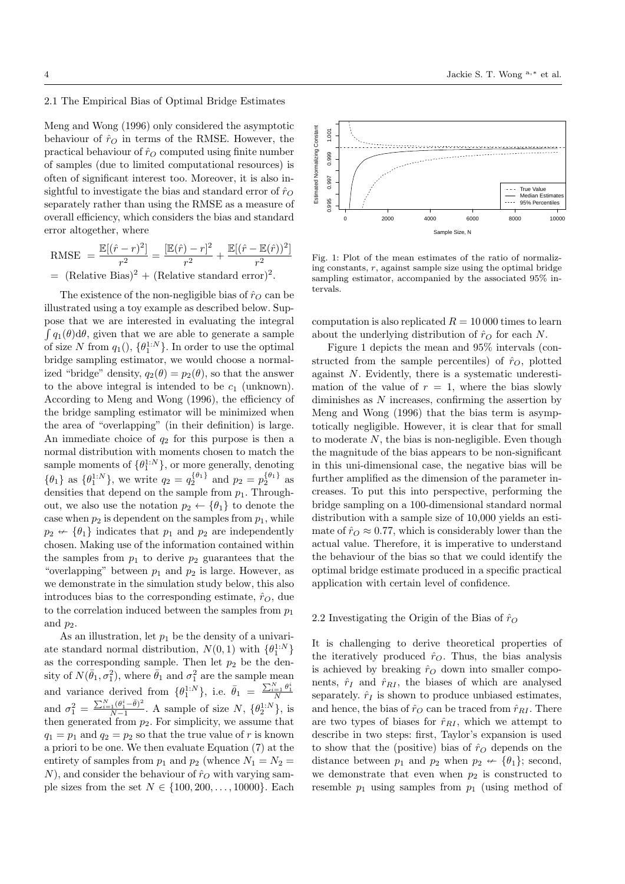### 2.1 The Empirical Bias of Optimal Bridge Estimates

Meng and Wong (1996) only considered the asymptotic behaviour of $\hat{r}_O$ in terms of the RMSE. However, the practical behaviour of $\hat{r}_O$ computed using finite number of samples (due to limited computational resources) is often of significant interest too. Moreover, it is also insightful to investigate the bias and standard error of $\hat{r}_O$ separately rather than using the RMSE as a measure of overall efficiency, which considers the bias and standard error altogether, where

$$\text{RMSE} = \frac{\mathbb{E}[(\hat{r}-r)^2]}{r^2} = \frac{[\mathbb{E}(\hat{r})-r]^2}{r^2} + \frac{\mathbb{E}[(\hat{r}-\mathbb{E}(\hat{r}))^2]}{r^2}$$
$$= (\text{Relative Bias})^2 + (\text{Relative standard error})^2.$$

The existence of the non-negligible bias of $\hat{r}_O$ can be illustrated using a toy example as described below. Suppose that we are interested in evaluating the integral $\int q_1(\theta)\mathrm{d}\theta$, given that we are able to generate a sample of size $N$ from $q_1()$, $\{\theta_1^{1:N}\}$. In order to use the optimal bridge sampling estimator, we would choose a normalized "bridge" density, $q_2(\theta) = p_2(\theta)$, so that the answer to the above integral is intended to be $c_1$ (unknown). According to Meng and Wong (1996), the efficiency of the bridge sampling estimator will be minimized when the area of "overlapping" (in their definition) is large. An immediate choice of $q_2$ for this purpose is then a normal distribution with moments chosen to match the sample moments of $\{\theta_1^{1:N}\}$, or more generally, denoting $\{\theta_1\}$ as $\{\theta_1^{1:N}\}$, we write $q_2 = q_2^{\{\theta_1\}}$ and $p_2 = p_2^{\{\theta_1\}}$ as densities that depend on the sample from $p_1$. Throughout, we also use the notation $p_2 \leftarrow \{\theta_1\}$ to denote the case when $p_2$ is dependent on the samples from $p_1$, while $p_2 \not\leftarrow \{\theta_1\}$ indicates that $p_1$ and $p_2$ are independently chosen. Making use of the information contained within the samples from $p_1$ to derive $p_2$ guarantees that the "overlapping" between $p_1$ and $p_2$ is large. However, as we demonstrate in the simulation study below, this also introduces bias to the corresponding estimate, $\hat{r}_O$, due to the correlation induced between the samples from $p_1$ and $p_2$.

As an illustration, let $p_1$ be the density of a univariate standard normal distribution, $N(0,1)$ with $\{\theta_1^{1:N}\}$ as the corresponding sample. Then let $p_2$ be the density of $N(\bar{\theta}_1, \sigma_1^2)$, where $\bar{\theta}_1$ and $\sigma_1^2$ are the sample mean and variance derived from $\{\theta_1^{1:N}\}$, i.e. $\bar{\theta}_1 = \frac{\sum_{i=1}^N \theta_1^i}{N}$ and $\sigma_1^2 = \frac{\sum_{i=1}^N (\theta_1^i - \bar{\theta})^2}{N-1}$. A sample of size $N$, $\{\theta_2^{1:N}\}$, is then generated from $p_2$. For simplicity, we assume that $q_1 = p_1$ and $q_2 = p_2$ so that the true value of $r$ is known a priori to be one. We then evaluate Equation (7) at the entirety of samples from $p_1$ and $p_2$ (whence $N_1 = N_2 = N$), and consider the behaviour of $\hat{r}_O$ with varying sample sizes from the set $N \in \{100, 200, \ldots, 10000\}$. Each computation is also replicated $R = 10\,000$ times to learn about the underlying distribution of $\hat{r}_O$ for each $N$.

Fig. 1: Plot of the mean estimates of the ratio of normalizing constants, $r$, against sample size using the optimal bridge sampling estimator, accompanied by the associated 95% intervals.

Figure 1 depicts the mean and 95% intervals (constructed from the sample percentiles) of $\hat{r}_O$, plotted against $N$. Evidently, there is a systematic underestimation of the value of $r = 1$, where the bias slowly diminishes as $N$ increases, confirming the assertion by Meng and Wong (1996) that the bias term is asymptotically negligible. However, it is clear that for small to moderate $N$, the bias is non-negligible. Even though the magnitude of the bias appears to be non-significant in this uni-dimensional case, the negative bias will be further amplified as the dimension of the parameter increases. To put this into perspective, performing the bridge sampling on a 100-dimensional standard normal distribution with a sample size of 10,000 yields an estimate of $\hat{r}_O \approx 0.77$, which is considerably lower than the actual value. Therefore, it is imperative to understand the behaviour of the bias so that we could identify the optimal bridge estimate produced in a specific practical application with certain level of confidence.

### 2.2 Investigating the Origin of the Bias of $\hat{r}_O$

It is challenging to derive theoretical properties of the iteratively produced $\hat{r}_O$. Thus, the bias analysis is achieved by breaking $\hat{r}_O$ down into smaller components, $\hat{r}_I$ and $\hat{r}_{RI}$, the biases of which are analysed separately. $\hat{r}_I$ is shown to produce unbiased estimates, and hence, the bias of $\hat{r}_O$ can be traced from $\hat{r}_{RI}$. There are two types of biases for $\hat{r}_{RI}$, which we attempt to describe in two steps: first, Taylor's expansion is used to show that the (positive) bias of $\hat{r}_O$ depends on the distance between $p_1$ and $p_2$ when $p_2 \not\leftarrow \{\theta_1\}$; second, we demonstrate that even when $p_2$ is constructed to resemble $p_1$ using samples from $p_1$ (using method of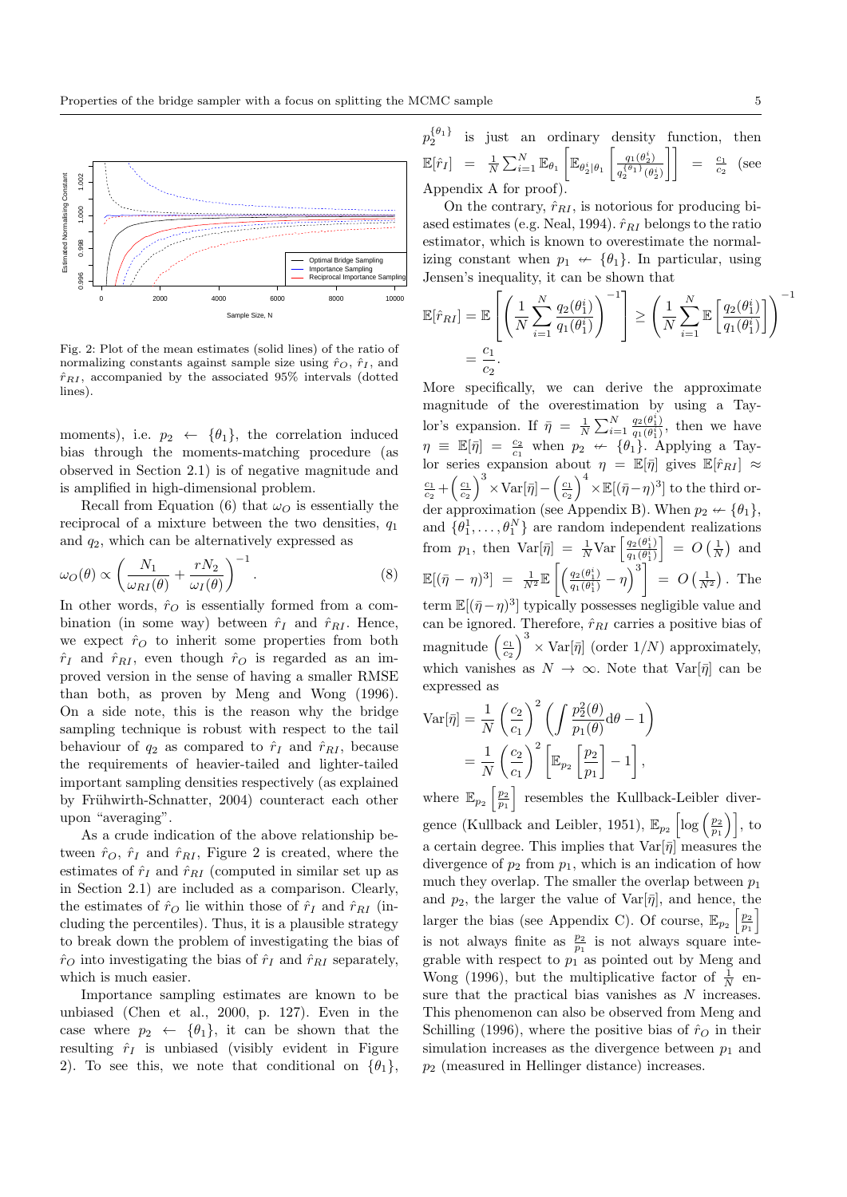Fig. 2: Plot of the mean estimates (solid lines) of the ratio of normalizing constants against sample size using $\hat{r}_O$, $\hat{r}_I$, and $\hat{r}_{RI}$, accompanied by the associated 95% intervals (dotted lines).

moments), i.e. $p_2 \leftarrow \{\theta_1\}$, the correlation induced bias through the moments-matching procedure (as observed in Section 2.1) is of negative magnitude and is amplified in high-dimensional problem.

Recall from Equation (6) that $\omega_O$ is essentially the reciprocal of a mixture between the two densities, $q_1$ and $q_2$, which can be alternatively expressed as

$$\omega_O(\theta) \propto \left( \frac{N_1}{\omega_{RI}(\theta)} + \frac{r N_2}{\omega_I(\theta)} \right)^{-1}. \tag{8}$$

In other words, $\hat{r}_O$ is essentially formed from a combination (in some way) between $\hat{r}_I$ and $\hat{r}_{RI}$. Hence, we expect $\hat{r}_O$ to inherit some properties from both $\hat{r}_I$ and $\hat{r}_{RI}$, even though $\hat{r}_O$ is regarded as an improved version in the sense of having a smaller RMSE than both, as proven by Meng and Wong (1996). On a side note, this is the reason why the bridge sampling technique is robust with respect to the tail behaviour of $q_2$ as compared to $\hat{r}_I$ and $\hat{r}_{RI}$, because the requirements of heavier-tailed and lighter-tailed important sampling densities respectively (as explained by Frühwirth-Schnatter, 2004) counteract each other upon "averaging".

As a crude indication of the above relationship between $\hat{r}_O$, $\hat{r}_I$ and $\hat{r}_{RI}$, Figure 2 is created, where the estimates of $\hat{r}_I$ and $\hat{r}_{RI}$ (computed in similar set up as in Section 2.1) are included as a comparison. Clearly, the estimates of $\hat{r}_O$ lie within those of $\hat{r}_I$ and $\hat{r}_{RI}$ (including the percentiles). Thus, it is a plausible strategy to break down the problem of investigating the bias of $\hat{r}_O$ into investigating the bias of $\hat{r}_I$ and $\hat{r}_{RI}$ separately, which is much easier.

Importance sampling estimates are known to be unbiased (Chen et al., 2000, p. 127). Even in the case where $p_2 \leftarrow \{\theta_1\}$, it can be shown that the resulting $\hat{r}_I$ is unbiased (visibly evident in Figure 2). To see this, we note that conditional on $\{\theta_1\}$, $p_2^{\{\theta_1\}}$ is just an ordinary density function, then $\mathbb{E}[\hat{r}_I] = \frac{1}{N}\sum_{i=1}^{N} \mathbb{E}_{\theta_1}\left[\mathbb{E}_{\theta_2^i|\theta_1}\left[\frac{q_1(\theta_2^i)}{q_2^{\{\theta_1\}}(\theta_2^i)}\right]\right] = \frac{c_1}{c_2}$ (see Appendix A for proof).

On the contrary, $\hat{r}_{RI}$, is notorious for producing biased estimates (e.g. Neal, 1994). $\hat{r}_{RI}$ belongs to the ratio estimator, which is known to overestimate the normalizing constant when $p_1 \nleftarrow \{\theta_1\}$. In particular, using Jensen's inequality, it can be shown that

$$\mathbb{E}[\hat{r}_{RI}] = \mathbb{E}\left[\left(\frac{1}{N}\sum_{i=1}^{N}\frac{q_2(\theta_1^i)}{q_1(\theta_1^i)}\right)^{-1}\right] \geq \left(\frac{1}{N}\sum_{i=1}^{N}\mathbb{E}\left[\frac{q_2(\theta_1^i)}{q_1(\theta_1^i)}\right]\right)^{-1} = \frac{c_1}{c_2}.$$

More specifically, we can derive the approximate magnitude of the overestimation by using a Taylor's expansion. If $\bar{\eta} = \frac{1}{N}\sum_{i=1}^{N}\frac{q_2(\theta_1^i)}{q_1(\theta_1^i)}$, then we have $\eta \equiv \mathbb{E}[\bar{\eta}] = \frac{c_2}{c_1}$ when $p_2 \nleftarrow \{\theta_1\}$. Applying a Taylor series expansion about $\eta = \mathbb{E}[\bar{\eta}]$ gives $\mathbb{E}[\hat{r}_{RI}] \approx \frac{c_1}{c_2} + \left(\frac{c_1}{c_2}\right)^3 \times \text{Var}[\bar{\eta}] - \left(\frac{c_1}{c_2}\right)^4 \times \mathbb{E}[(\bar{\eta}-\eta)^3]$ to the third order approximation (see Appendix B). When $p_2 \nleftarrow \{\theta_1\}$, and $\{\theta_1^1, \ldots, \theta_1^N\}$ are random independent realizations from $p_1$, then $\text{Var}[\bar{\eta}] = \frac{1}{N}\text{Var}\left[\frac{q_2(\theta_1^i)}{q_1(\theta_1^i)}\right] = O\left(\frac{1}{N}\right)$ and $\mathbb{E}[(\bar{\eta}-\eta)^3] = \frac{1}{N^2}\mathbb{E}\left[\left(\frac{q_2(\theta_1^i)}{q_1(\theta_1^i)} - \eta\right)^3\right] = O\left(\frac{1}{N^2}\right)$. The term $\mathbb{E}[(\bar{\eta}-\eta)^3]$ typically possesses negligible value and can be ignored. Therefore, $\hat{r}_{RI}$ carries a positive bias of magnitude $\left(\frac{c_1}{c_2}\right)^3 \times \text{Var}[\bar{\eta}]$ (order $1/N$) approximately, which vanishes as $N \to \infty$. Note that $\text{Var}[\bar{\eta}]$ can be expressed as

$$\begin{aligned}
\text{Var}[\bar{\eta}] &= \frac{1}{N}\left(\frac{c_2}{c_1}\right)^2 \left(\int \frac{p_2^2(\theta)}{p_1(\theta)} \mathrm{d}\theta - 1\right) \\
&= \frac{1}{N}\left(\frac{c_2}{c_1}\right)^2 \left[\mathbb{E}_{p_2}\left[\frac{p_2}{p_1}\right] - 1\right],
\end{aligned}$$

where $\mathbb{E}_{p_2}\left[\frac{p_2}{p_1}\right]$ resembles the Kullback-Leibler divergence (Kullback and Leibler, 1951), $\mathbb{E}_{p_2}\left[\log\left(\frac{p_2}{p_1}\right)\right]$, to a certain degree. This implies that $\text{Var}[\bar{\eta}]$ measures the divergence of $p_2$ from $p_1$, which is an indication of how much they overlap. The smaller the overlap between $p_1$ and $p_2$, the larger the value of $\text{Var}[\bar{\eta}]$, and hence, the larger the bias (see Appendix C). Of course, $\mathbb{E}_{p_2}\left[\frac{p_2}{p_1}\right]$ is not always finite as $\frac{p_2}{p_1}$ is not always square integrable with respect to $p_1$ as pointed out by Meng and Wong (1996), but the multiplicative factor of $\frac{1}{N}$ ensure that the practical bias vanishes as $N$ increases. This phenomenon can also be observed from Meng and Schilling (1996), where the positive bias of $\hat{r}_O$ in their simulation increases as the divergence between $p_1$ and $p_2$ (measured in Hellinger distance) increases.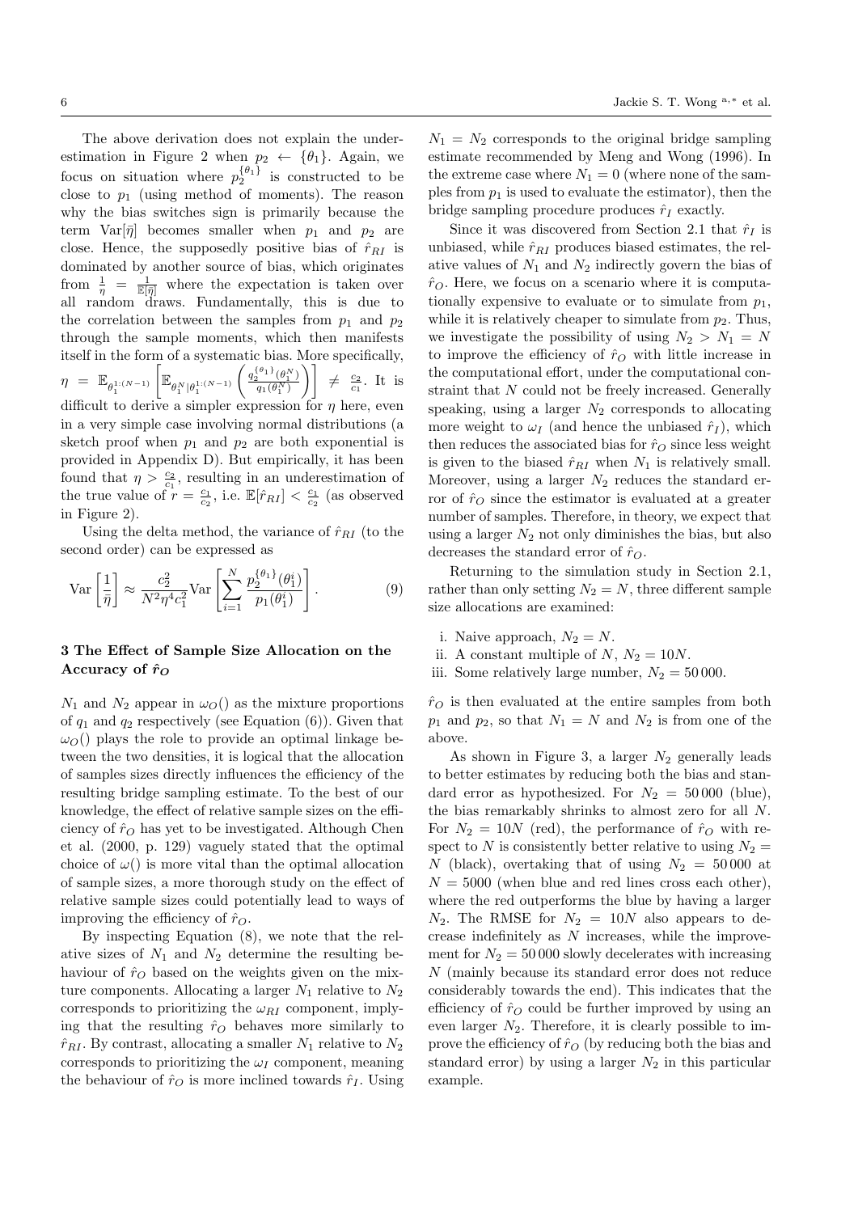The above derivation does not explain the underestimation in Figure 2 when $p_2 \leftarrow \{\theta_1\}$. Again, we focus on situation where $p_2^{\{\theta_1\}}$ is constructed to be close to $p_1$ (using method of moments). The reason why the bias switches sign is primarily because the term $\text{Var}[\bar{\eta}]$ becomes smaller when $p_1$ and $p_2$ are close. Hence, the supposedly positive bias of $\hat{r}_{RI}$ is dominated by another source of bias, which originates from $\frac{1}{\eta} = \frac{1}{\mathbb{E}[\bar{\eta}]}$ where the expectation is taken over all random draws. Fundamentally, this is due to the correlation between the samples from $p_1$ and $p_2$ through the sample moments, which then manifests itself in the form of a systematic bias. More specifically, $\eta = \mathbb{E}_{\theta_1^{1:(N-1)}}\left[\mathbb{E}_{\theta_1^N|\theta_1^{1:(N-1)}}\left(\frac{q_2^{\{\theta_1\}}(\theta_1^N)}{q_1(\theta_1^N)}\right)\right] \neq \frac{c_2}{c_1}$. It is difficult to derive a simpler expression for $\eta$ here, even in a very simple case involving normal distributions (a sketch proof when $p_1$ and $p_2$ are both exponential is provided in Appendix D). But empirically, it has been found that $\eta > \frac{c_2}{c_1}$, resulting in an underestimation of the true value of $r = \frac{c_1}{c_2}$, i.e. $\mathbb{E}[\hat{r}_{RI}] < \frac{c_1}{c_2}$ (as observed in Figure 2).

Using the delta method, the variance of $\hat{r}_{RI}$ (to the second order) can be expressed as

$$\text{Var}\left[\frac{1}{\bar{\eta}}\right] \approx \frac{c_2^2}{N^2\eta^4 c_1^2}\text{Var}\left[\sum_{i=1}^{N}\frac{p_2^{\{\theta_1\}}(\theta_1^i)}{p_1(\theta_1^i)}\right]. \tag{9}$$

## 3 The Effect of Sample Size Allocation on the Accuracy of $\hat{r}_O$

$N_1$ and $N_2$ appear in $\omega_O()$ as the mixture proportions of $q_1$ and $q_2$ respectively (see Equation (6)). Given that $\omega_O()$ plays the role to provide an optimal linkage between the two densities, it is logical that the allocation of samples sizes directly influences the efficiency of the resulting bridge sampling estimate. To the best of our knowledge, the effect of relative sample sizes on the efficiency of $\hat{r}_O$ has yet to be investigated. Although Chen et al. (2000, p. 129) vaguely stated that the optimal choice of $\omega()$ is more vital than the optimal allocation of sample sizes, a more thorough study on the effect of relative sample sizes could potentially lead to ways of improving the efficiency of $\hat{r}_O$.

By inspecting Equation (8), we note that the relative sizes of $N_1$ and $N_2$ determine the resulting behaviour of $\hat{r}_O$ based on the weights given on the mixture components. Allocating a larger $N_1$ relative to $N_2$ corresponds to prioritizing the $\omega_{RI}$ component, implying that the resulting $\hat{r}_O$ behaves more similarly to $\hat{r}_{RI}$. By contrast, allocating a smaller $N_1$ relative to $N_2$ corresponds to prioritizing the $\omega_I$ component, meaning the behaviour of $\hat{r}_O$ is more inclined towards $\hat{r}_I$. Using $N_1 = N_2$ corresponds to the original bridge sampling estimate recommended by Meng and Wong (1996). In the extreme case where $N_1 = 0$ (where none of the samples from $p_1$ is used to evaluate the estimator), then the bridge sampling procedure produces $\hat{r}_I$ exactly.

Since it was discovered from Section 2.1 that $\hat{r}_I$ is unbiased, while $\hat{r}_{RI}$ produces biased estimates, the relative values of $N_1$ and $N_2$ indirectly govern the bias of $\hat{r}_O$. Here, we focus on a scenario where it is computationally expensive to evaluate or to simulate from $p_1$, while it is relatively cheaper to simulate from $p_2$. Thus, we investigate the possibility of using $N_2 > N_1 = N$ to improve the efficiency of $\hat{r}_O$ with little increase in the computational effort, under the computational constraint that $N$ could not be freely increased. Generally speaking, using a larger $N_2$ corresponds to allocating more weight to $\omega_I$ (and hence the unbiased $\hat{r}_I$), which then reduces the associated bias for $\hat{r}_O$ since less weight is given to the biased $\hat{r}_{RI}$ when $N_1$ is relatively small. Moreover, using a larger $N_2$ reduces the standard error of $\hat{r}_O$ since the estimator is evaluated at a greater number of samples. Therefore, in theory, we expect that using a larger $N_2$ not only diminishes the bias, but also decreases the standard error of $\hat{r}_O$.

Returning to the simulation study in Section 2.1, rather than only setting $N_2 = N$, three different sample size allocations are examined:

i. Naive approach, $N_2 = N$.
ii. A constant multiple of $N$, $N_2 = 10N$.
iii. Some relatively large number, $N_2 = 50\,000$.

$\hat{r}_O$ is then evaluated at the entire samples from both $p_1$ and $p_2$, so that $N_1 = N$ and $N_2$ is from one of the above.

As shown in Figure 3, a larger $N_2$ generally leads to better estimates by reducing both the bias and standard error as hypothesized. For $N_2 = 50\,000$ (blue), the bias remarkably shrinks to almost zero for all $N$. For $N_2 = 10N$ (red), the performance of $\hat{r}_O$ with respect to $N$ is consistently better relative to using $N_2 = N$ (black), overtaking that of using $N_2 = 50\,000$ at $N = 5000$ (when blue and red lines cross each other), where the red outperforms the blue by having a larger $N_2$. The RMSE for $N_2 = 10N$ also appears to decrease indefinitely as $N$ increases, while the improvement for $N_2 = 50\,000$ slowly decelerates with increasing $N$ (mainly because its standard error does not reduce considerably towards the end). This indicates that the efficiency of $\hat{r}_O$ could be further improved by using an even larger $N_2$. Therefore, it is clearly possible to improve the efficiency of $\hat{r}_O$ (by reducing both the bias and standard error) by using a larger $N_2$ in this particular example.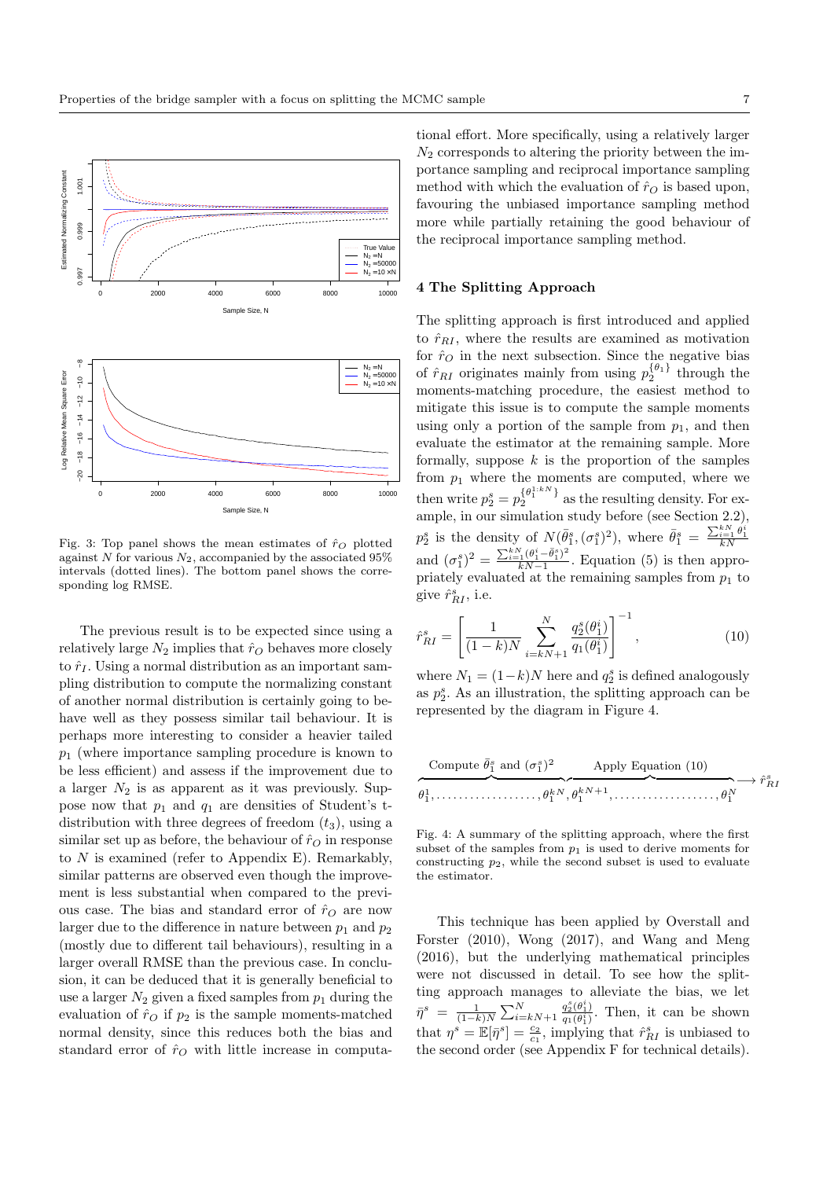Fig. 3: Top panel shows the mean estimates of $\hat{r}_O$ plotted against $N$ for various $N_2$, accompanied by the associated 95% intervals (dotted lines). The bottom panel shows the corresponding log RMSE.

The previous result is to be expected since using a relatively large $N_2$ implies that $\hat{r}_O$ behaves more closely to $\hat{r}_I$. Using a normal distribution as an important sampling distribution to compute the normalizing constant of another normal distribution is certainly going to behave well as they possess similar tail behaviour. It is perhaps more interesting to consider a heavier tailed $p_1$ (where importance sampling procedure is known to be less efficient) and assess if the improvement due to a larger $N_2$ is as apparent as it was previously. Suppose now that $p_1$ and $q_1$ are densities of Student's t-distribution with three degrees of freedom ($t_3$), using a similar set up as before, the behaviour of $\hat{r}_O$ in response to $N$ is examined (refer to Appendix E). Remarkably, similar patterns are observed even though the improvement is less substantial when compared to the previous case. The bias and standard error of $\hat{r}_O$ are now larger due to the difference in nature between $p_1$ and $p_2$ (mostly due to different tail behaviours), resulting in a larger overall RMSE than the previous case. In conclusion, it can be deduced that it is generally beneficial to use a larger $N_2$ given a fixed samples from $p_1$ during the evaluation of $\hat{r}_O$ if $p_2$ is the sample moments-matched normal density, since this reduces both the bias and standard error of $\hat{r}_O$ with little increase in computational effort. More specifically, using a relatively larger $N_2$ corresponds to altering the priority between the importance sampling and reciprocal importance sampling method with which the evaluation of $\hat{r}_O$ is based upon, favouring the unbiased importance sampling method more while partially retaining the good behaviour of the reciprocal importance sampling method.

## 4 The Splitting Approach

The splitting approach is first introduced and applied to $\hat{r}_{RI}$, where the results are examined as motivation for $\hat{r}_O$ in the next subsection. Since the negative bias of $\hat{r}_{RI}$ originates mainly from using $p_2^{\{\theta_1\}}$ through the moments-matching procedure, the easiest method to mitigate this issue is to compute the sample moments using only a portion of the sample from $p_1$, and then evaluate the estimator at the remaining sample. More formally, suppose $k$ is the proportion of the samples from $p_1$ where the moments are computed, where we then write $p_2^s = p_2^{\{\theta_1^{1:kN}\}}$ as the resulting density. For example, in our simulation study before (see Section 2.2), $p_2^s$ is the density of $N(\bar{\theta}_1^s, (\sigma_1^s)^2)$, where $\bar{\theta}_1^s = \frac{\sum_{i=1}^{kN} \theta_1^i}{kN}$ and $(\sigma_1^s)^2 = \frac{\sum_{i=1}^{kN} (\theta_1^i - \bar{\theta}_1^s)^2}{kN-1}$. Equation (5) is then appropriately evaluated at the remaining samples from $p_1$ to give $\hat{r}_{RI}^s$, i.e.

$$\hat{r}_{RI}^s = \left[ \frac{1}{(1-k)N} \sum_{i=kN+1}^{N} \frac{q_2^s(\theta_1^i)}{q_1(\theta_1^i)} \right]^{-1}, \tag{10}$$

where $N_1 = (1-k)N$ here and $q_2^s$ is defined analogously as $p_2^s$. As an illustration, the splitting approach can be represented by the diagram in Figure 4.

$$\overbrace{\theta_1^1, \ldots\ldots\ldots\ldots\ldots\ldots, \theta_1^{kN}}^{\text{Compute } \bar{\theta}_1^s \text{ and } (\sigma_1^s)^2}, \overbrace{\theta_1^{kN+1}, \ldots\ldots\ldots\ldots\ldots\ldots, \theta_1^N}^{\text{Apply Equation (10)}} \longrightarrow \hat{r}_{RI}^s$$

Fig. 4: A summary of the splitting approach, where the first subset of the samples from $p_1$ is used to derive moments for constructing $p_2$, while the second subset is used to evaluate the estimator.

This technique has been applied by Overstall and Forster (2010), Wong (2017), and Wang and Meng (2016), but the underlying mathematical principles were not discussed in detail. To see how the splitting approach manages to alleviate the bias, we let $\bar{\eta}^s = \frac{1}{(1-k)N} \sum_{i=kN+1}^{N} \frac{q_2^s(\theta_1^i)}{q_1(\theta_1^i)}$. Then, it can be shown that $\eta^s = \mathbb{E}[\bar{\eta}^s] = \frac{c_2}{c_1}$, implying that $\hat{r}_{RI}^s$ is unbiased to the second order (see Appendix F for technical details).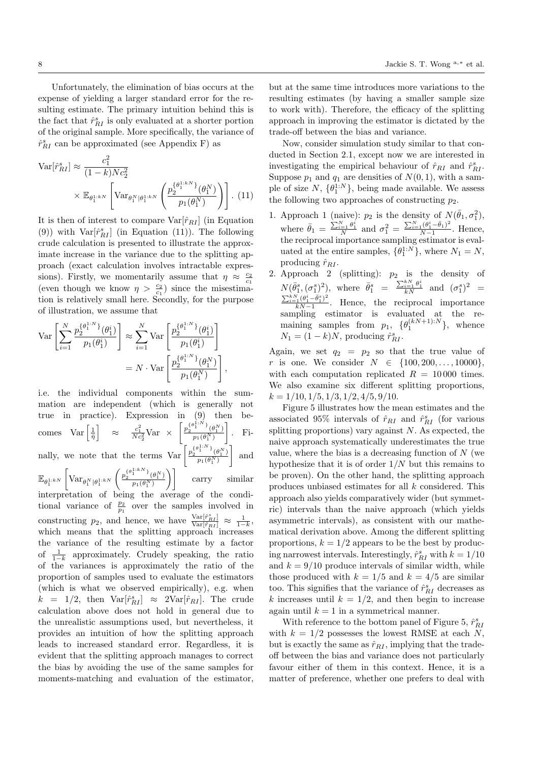Unfortunately, the elimination of bias occurs at the expense of yielding a larger standard error for the resulting estimate. The primary intuition behind this is the fact that $\hat{r}^s_{RI}$ is only evaluated at a shorter portion of the original sample. More specifically, the variance of $\hat{r}^s_{RI}$ can be approximated (see Appendix F) as

$$\mathrm{Var}[\hat{r}^s_{RI}] \approx \frac{c_1^2}{(1-k)Nc_2^2} \times \mathbb{E}_{\theta_1^{1:kN}}\left[\mathrm{Var}_{\theta_1^N|\theta_1^{1:kN}}\left(\frac{p_2^{\{\theta_1^{1:kN}\}}(\theta_1^N)}{p_1(\theta_1^N)}\right)\right]. \quad (11)$$

It is then of interest to compare $\mathrm{Var}[\hat{r}_{RI}]$ (in Equation (9)) with $\mathrm{Var}[\hat{r}^s_{RI}]$ (in Equation (11)). The following crude calculation is presented to illustrate the approximate increase in the variance due to the splitting approach (exact calculation involves intractable expressions). Firstly, we momentarily assume that $\eta \approx \frac{c_2}{c_1}$ (even though we know $\eta > \frac{c_2}{c_1}$) since the misestimation is relatively small here. Secondly, for the purpose of illustration, we assume that

$$\mathrm{Var}\left[\sum_{i=1}^N \frac{p_2^{\{\theta_1^{1:N}\}}(\theta_1^i)}{p_1(\theta_1^i)}\right] \approx \sum_{i=1}^N \mathrm{Var}\left[\frac{p_2^{\{\theta_1^{1:N}\}}(\theta_1^i)}{p_1(\theta_1^i)}\right] = N \cdot \mathrm{Var}\left[\frac{p_2^{\{\theta_1^{1:N}\}}(\theta_1^N)}{p_1(\theta_1^N)}\right],$$

i.e. the individual components within the summation are independent (which is generally not true in practice). Expression in (9) then becomes $\mathrm{Var}\left[\frac{1}{\hat{\eta}}\right] \approx \frac{c_1^2}{Nc_2^2}\mathrm{Var} \times \left[\frac{p_2^{\{\theta_1^{1:N}\}}(\theta_1^N)}{p_1(\theta_1^N)}\right]$. Finally, we note that the terms $\mathrm{Var}\left[\frac{p_2^{\{\theta_1^{1:N}\}}(\theta_1^N)}{p_1(\theta_1^N)}\right]$ and $\mathbb{E}_{\theta_1^{1:kN}}\left[\mathrm{Var}_{\theta_1^N|\theta_1^{1:kN}}\left(\frac{p_2^{\{\theta_1^{1:kN}\}}(\theta_1^N)}{p_1(\theta_1^N)}\right)\right]$ carry similar interpretation of being the average of the conditional variance of $\frac{p_2}{p_1}$ over the samples involved in constructing $p_2$, and hence, we have $\frac{\mathrm{Var}[\hat{r}^s_{RI}]}{\mathrm{Var}[\hat{r}_{RI}]} \approx \frac{1}{1-k}$, which means that the splitting approach increases the variance of the resulting estimate by a factor of $\frac{1}{1-k}$ approximately. Crudely speaking, the ratio of the variances is approximately the ratio of the proportion of samples used to evaluate the estimators (which is what we observed empirically), e.g. when $k = 1/2$, then $\mathrm{Var}[\hat{r}^s_{RI}] \approx 2\mathrm{Var}[\hat{r}_{RI}]$. The crude calculation above does not hold in general due to the unrealistic assumptions used, but nevertheless, it provides an intuition of how the splitting approach leads to increased standard error. Regardless, it is evident that the splitting approach manages to correct the bias by avoiding the use of the same samples for moments-matching and evaluation of the estimator, but at the same time introduces more variations to the resulting estimates (by having a smaller sample size to work with). Therefore, the efficacy of the splitting approach in improving the estimator is dictated by the trade-off between the bias and variance.

Now, consider simulation study similar to that conducted in Section 2.1, except now we are interested in investigating the empirical behaviour of $\hat{r}_{RI}$ and $\hat{r}^s_{RI}$. Suppose $p_1$ and $q_1$ are densities of $N(0,1)$, with a sample of size $N$, $\{\theta_1^{1:N}\}$, being made available. We assess the following two approaches of constructing $p_2$.

1. Approach 1 (naive): $p_2$ is the density of $N(\bar{\theta}_1, \sigma_1^2)$, where $\bar{\theta}_1 = \frac{\sum_{i=1}^N \theta_1^i}{N}$ and $\sigma_1^2 = \frac{\sum_{i=1}^N (\theta_1^i - \bar{\theta}_1)^2}{N-1}$. Hence, the reciprocal importance sampling estimator is evaluated at the entire samples, $\{\theta_1^{1:N}\}$, where $N_1 = N$, producing $\hat{r}_{RI}$.
2. Approach 2 (splitting): $p_2$ is the density of $N(\bar{\theta}_1^s, (\sigma_1^s)^2)$, where $\bar{\theta}_1^s = \frac{\sum_{i=1}^{kN} \theta_1^i}{kN}$ and $(\sigma_1^s)^2 = \frac{\sum_{i=1}^{kN} (\theta_1^i - \bar{\theta}_1^s)^2}{kN-1}$. Hence, the reciprocal importance sampling estimator is evaluated at the remaining samples from $p_1$, $\{\theta_1^{(kN+1):N}\}$, whence $N_1 = (1-k)N$, producing $\hat{r}^s_{RI}$.

Again, we set $q_2 = p_2$ so that the true value of $r$ is one. We consider $N \in \{100, 200, \ldots, 10000\}$, with each computation replicated $R = 10\,000$ times. We also examine six different splitting proportions, $k = 1/10, 1/5, 1/3, 1/2, 4/5, 9/10$.

Figure 5 illustrates how the mean estimates and the associated 95% intervals of $\hat{r}_{RI}$ and $\hat{r}^s_{RI}$ (for various splitting proportions) vary against $N$. As expected, the naive approach systematically underestimates the true value, where the bias is a decreasing function of $N$ (we hypothesize that it is of order $1/N$ but this remains to be proven). On the other hand, the splitting approach produces unbiased estimates for all $k$ considered. This approach also yields comparatively wider (but symmetric) intervals than the naive approach (which yields asymmetric intervals), as consistent with our mathematical derivation above. Among the different splitting proportions, $k = 1/2$ appears to be the best by producing narrowest intervals. Interestingly, $\hat{r}^s_{RI}$ with $k = 1/10$ and $k = 9/10$ produce intervals of similar width, while those produced with $k = 1/5$ and $k = 4/5$ are similar too. This signifies that the variance of $\hat{r}^s_{RI}$ decreases as $k$ increases until $k = 1/2$, and then begin to increase again until $k = 1$ in a symmetrical manner.

With reference to the bottom panel of Figure 5, $\hat{r}^s_{RI}$ with $k = 1/2$ possesses the lowest RMSE at each $N$, but is exactly the same as $\hat{r}_{RI}$, implying that the trade-off between the bias and variance does not particularly favour either of them in this context. Hence, it is a matter of preference, whether one prefers to deal with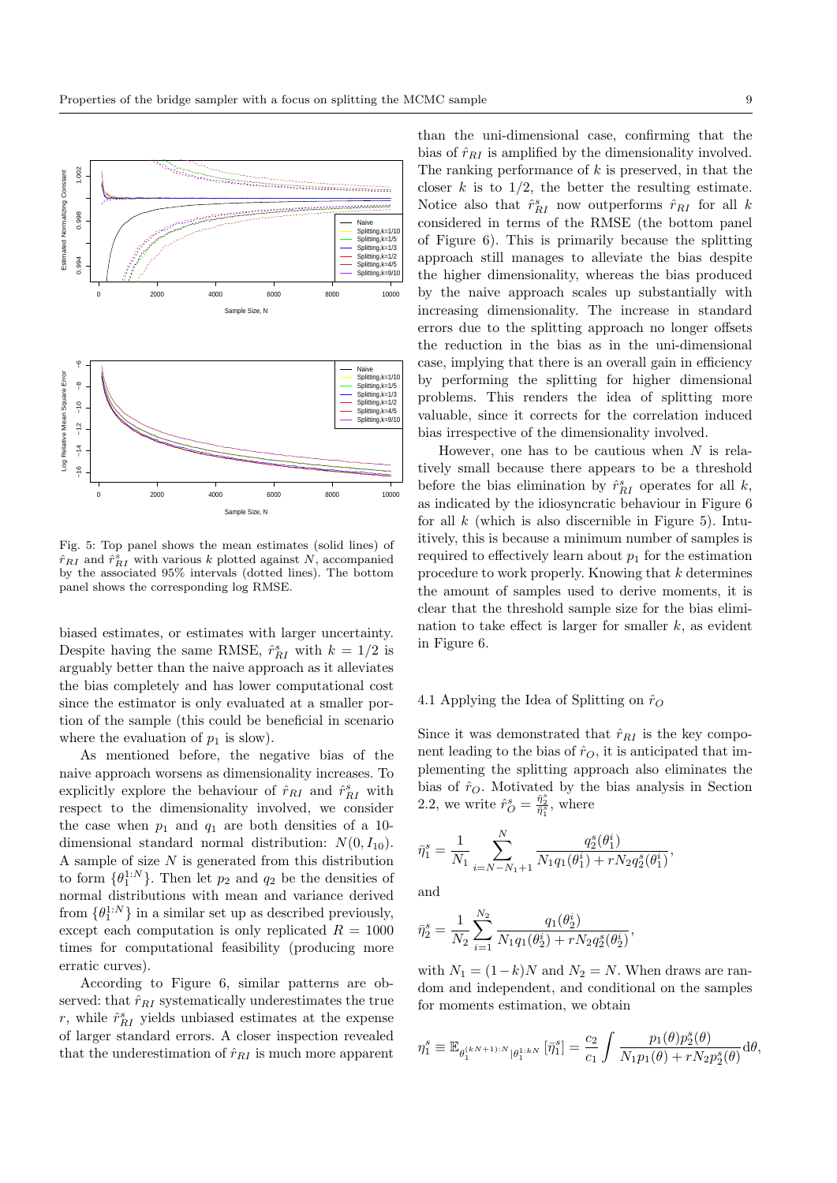Fig. 5: Top panel shows the mean estimates (solid lines) of $\hat{r}_{RI}$ and $\hat{r}^s_{RI}$ with various $k$ plotted against $N$, accompanied by the associated 95% intervals (dotted lines). The bottom panel shows the corresponding log RMSE.

biased estimates, or estimates with larger uncertainty. Despite having the same RMSE, $\hat{r}^s_{RI}$ with $k = 1/2$ is arguably better than the naive approach as it alleviates the bias completely and has lower computational cost since the estimator is only evaluated at a smaller portion of the sample (this could be beneficial in scenario where the evaluation of $p_1$ is slow).

As mentioned before, the negative bias of the naive approach worsens as dimensionality increases. To explicitly explore the behaviour of $\hat{r}_{RI}$ and $\hat{r}^s_{RI}$ with respect to the dimensionality involved, we consider the case when $p_1$ and $q_1$ are both densities of a 10-dimensional standard normal distribution: $N(0, I_{10})$. A sample of size $N$ is generated from this distribution to form $\{\theta_1^{1:N}\}$. Then let $p_2$ and $q_2$ be the densities of normal distributions with mean and variance derived from $\{\theta_1^{1:N}\}$ in a similar set up as described previously, except each computation is only replicated $R = 1000$ times for computational feasibility (producing more erratic curves).

According to Figure 6, similar patterns are observed: that $\hat{r}_{RI}$ systematically underestimates the true $r$, while $\hat{r}^s_{RI}$ yields unbiased estimates at the expense of larger standard errors. A closer inspection revealed that the underestimation of $\hat{r}_{RI}$ is much more apparent than the uni-dimensional case, confirming that the bias of $\hat{r}_{RI}$ is amplified by the dimensionality involved. The ranking performance of $k$ is preserved, in that the closer $k$ is to $1/2$, the better the resulting estimate. Notice also that $\hat{r}^s_{RI}$ now outperforms $\hat{r}_{RI}$ for all $k$ considered in terms of the RMSE (the bottom panel of Figure 6). This is primarily because the splitting approach still manages to alleviate the bias despite the higher dimensionality, whereas the bias produced by the naive approach scales up substantially with increasing dimensionality. The increase in standard errors due to the splitting approach no longer offsets the reduction in the bias as in the uni-dimensional case, implying that there is an overall gain in efficiency by performing the splitting for higher dimensional problems. This renders the idea of splitting more valuable, since it corrects for the correlation induced bias irrespective of the dimensionality involved.

However, one has to be cautious when $N$ is relatively small because there appears to be a threshold before the bias elimination by $\hat{r}^s_{RI}$ operates for all $k$, as indicated by the idiosyncratic behaviour in Figure 6 for all $k$ (which is also discernible in Figure 5). Intuitively, this is because a minimum number of samples is required to effectively learn about $p_1$ for the estimation procedure to work properly. Knowing that $k$ determines the amount of samples used to derive moments, it is clear that the threshold sample size for the bias elimination to take effect is larger for smaller $k$, as evident in Figure 6.

### 4.1 Applying the Idea of Splitting on $\hat{r}_O$

Since it was demonstrated that $\hat{r}_{RI}$ is the key component leading to the bias of $\hat{r}_O$, it is anticipated that implementing the splitting approach also eliminates the bias of $\hat{r}_O$. Motivated by the bias analysis in Section 2.2, we write $\hat{r}^s_O = \frac{\bar{\eta}^s_2}{\bar{\eta}^s_1}$, where

$$\bar{\eta}^s_1 = \frac{1}{N_1} \sum_{i=N-N_1+1}^{N} \frac{q^s_2(\theta^i_1)}{N_1 q_1(\theta^i_1) + r N_2 q^s_2(\theta^i_1)},$$

and

$$\bar{\eta}^s_2 = \frac{1}{N_2} \sum_{i=1}^{N_2} \frac{q_1(\theta^i_2)}{N_1 q_1(\theta^i_2) + r N_2 q^s_2(\theta^i_2)},$$

with $N_1 = (1-k)N$ and $N_2 = N$. When draws are random and independent, and conditional on the samples for moments estimation, we obtain

$$\eta^s_1 \equiv \mathbb{E}_{\theta_1^{(kN+1):N} | \theta_1^{1:kN}} [\bar{\eta}^s_1] = \frac{c_2}{c_1} \int \frac{p_1(\theta) p^s_2(\theta)}{N_1 p_1(\theta) + r N_2 p^s_2(\theta)} \mathrm{d}\theta,$$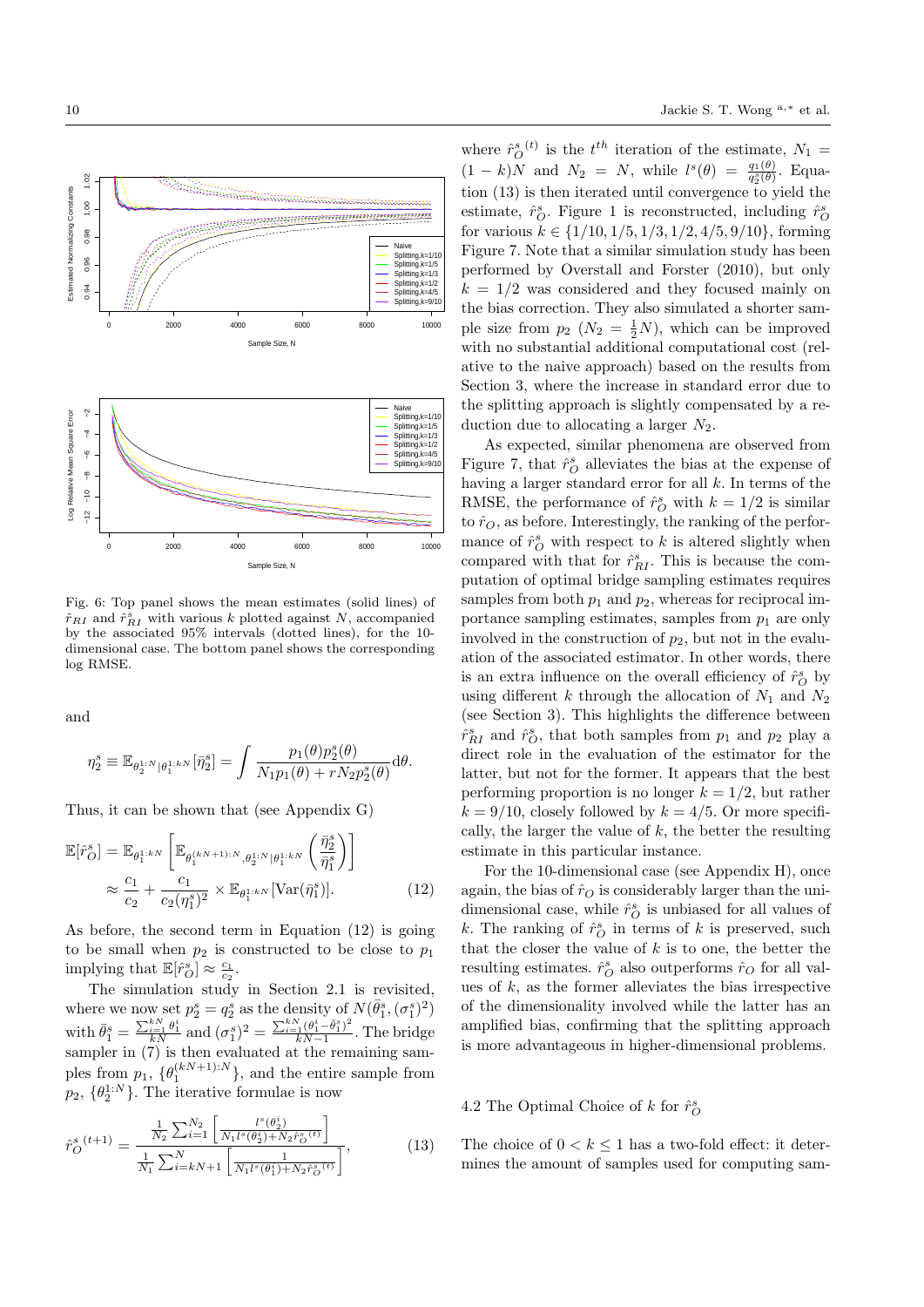Fig. 6: Top panel shows the mean estimates (solid lines) of $\hat{r}_{RI}$ and $\hat{r}^s_{RI}$ with various $k$ plotted against $N$, accompanied by the associated 95% intervals (dotted lines), for the 10-dimensional case. The bottom panel shows the corresponding log RMSE.

and

$$\eta^s_2 \equiv \mathbb{E}_{\theta_2^{1:N}|\theta_1^{1:kN}}[\bar{\eta}^s_2] = \int \frac{p_1(\theta)p^s_2(\theta)}{N_1 p_1(\theta) + rN_2 p^s_2(\theta)} \mathrm{d}\theta.$$

Thus, it can be shown that (see Appendix G)

$$\begin{aligned}
\mathbb{E}[\hat{r}^s_O] &= \mathbb{E}_{\theta_1^{1:kN}}\left[\mathbb{E}_{\theta_1^{(kN+1):N},\theta_2^{1:N}|\theta_1^{1:kN}}\left(\frac{\bar{\eta}^s_2}{\bar{\eta}^s_1}\right)\right] \\
&\approx \frac{c_1}{c_2} + \frac{c_1}{c_2(\eta^s_1)^2} \times \mathbb{E}_{\theta_1^{1:kN}}[\mathrm{Var}(\bar{\eta}^s_1)]. \qquad (12)
\end{aligned}$$

As before, the second term in Equation (12) is going to be small when $p_2$ is constructed to be close to $p_1$ implying that $\mathbb{E}[\hat{r}^s_O] \approx \frac{c_1}{c_2}$.

The simulation study in Section 2.1 is revisited, where we now set $p^s_2 = q^s_2$ as the density of $N(\bar{\theta}^s_1, (\sigma^s_1)^2)$ with $\bar{\theta}^s_1 = \frac{\sum_{i=1}^{kN}\theta_1^i}{kN}$ and $(\sigma^s_1)^2 = \frac{\sum_{i=1}^{kN}(\theta_1^i - \bar{\theta}^s_1)^2}{kN-1}$. The bridge sampler in (7) is then evaluated at the remaining samples from $p_1$, $\{\theta_1^{(kN+1):N}\}$, and the entire sample from $p_2$, $\{\theta_2^{1:N}\}$. The iterative formulae is now

$$\hat{r}^{s\,(t+1)}_O = \frac{\frac{1}{N_2}\sum_{i=1}^{N_2}\left[\frac{l^s(\theta_2^i)}{N_1 l^s(\theta_2^i) + N_2 \hat{r}^{s\,(t)}_O}\right]}{\frac{1}{N_1}\sum_{i=kN+1}^{N}\left[\frac{1}{N_1 l^s(\theta_1^i) + N_2 \hat{r}^{s\,(t)}_O}\right]}, \qquad (13)$$

where $\hat{r}^{s\,(t)}_O$ is the $t^{th}$ iteration of the estimate, $N_1 = (1-k)N$ and $N_2 = N$, while $l^s(\theta) = \frac{q_1(\theta)}{q^s_2(\theta)}$. Equation (13) is then iterated until convergence to yield the estimate, $\hat{r}^s_O$. Figure 1 is reconstructed, including $\hat{r}^s_O$ for various $k \in \{1/10, 1/5, 1/3, 1/2, 4/5, 9/10\}$, forming Figure 7. Note that a similar simulation study has been performed by Overstall and Forster (2010), but only $k = 1/2$ was considered and they focused mainly on the bias correction. They also simulated a shorter sample size from $p_2$ ($N_2 = \frac{1}{2}N$), which can be improved with no substantial additional computational cost (relative to the naive approach) based on the results from Section 3, where the increase in standard error due to the splitting approach is slightly compensated by a reduction due to allocating a larger $N_2$.

As expected, similar phenomena are observed from Figure 7, that $\hat{r}^s_O$ alleviates the bias at the expense of having a larger standard error for all $k$. In terms of the RMSE, the performance of $\hat{r}^s_O$ with $k = 1/2$ is similar to $\hat{r}_O$, as before. Interestingly, the ranking of the performance of $\hat{r}^s_O$ with respect to $k$ is altered slightly when compared with that for $\hat{r}^s_{RI}$. This is because the computation of optimal bridge sampling estimates requires samples from both $p_1$ and $p_2$, whereas for reciprocal importance sampling estimates, samples from $p_1$ are only involved in the construction of $p_2$, but not in the evaluation of the associated estimator. In other words, there is an extra influence on the overall efficiency of $\hat{r}^s_O$ by using different $k$ through the allocation of $N_1$ and $N_2$ (see Section 3). This highlights the difference between $\hat{r}^s_{RI}$ and $\hat{r}^s_O$, that both samples from $p_1$ and $p_2$ play a direct role in the evaluation of the estimator for the latter, but not for the former. It appears that the best performing proportion is no longer $k = 1/2$, but rather $k = 9/10$, closely followed by $k = 4/5$. Or more specifically, the larger the value of $k$, the better the resulting estimate in this particular instance.

For the 10-dimensional case (see Appendix H), once again, the bias of $\hat{r}_O$ is considerably larger than the unidimensional case, while $\hat{r}^s_O$ is unbiased for all values of $k$. The ranking of $\hat{r}^s_O$ in terms of $k$ is preserved, such that the closer the value of $k$ is to one, the better the resulting estimates. $\hat{r}^s_O$ also outperforms $\hat{r}_O$ for all values of $k$, as the former alleviates the bias irrespective of the dimensionality involved while the latter has an amplified bias, confirming that the splitting approach is more advantageous in higher-dimensional problems.

### 4.2 The Optimal Choice of $k$ for $\hat{r}^s_O$

The choice of $0 < k \leq 1$ has a two-fold effect: it determines the amount of samples used for computing sam-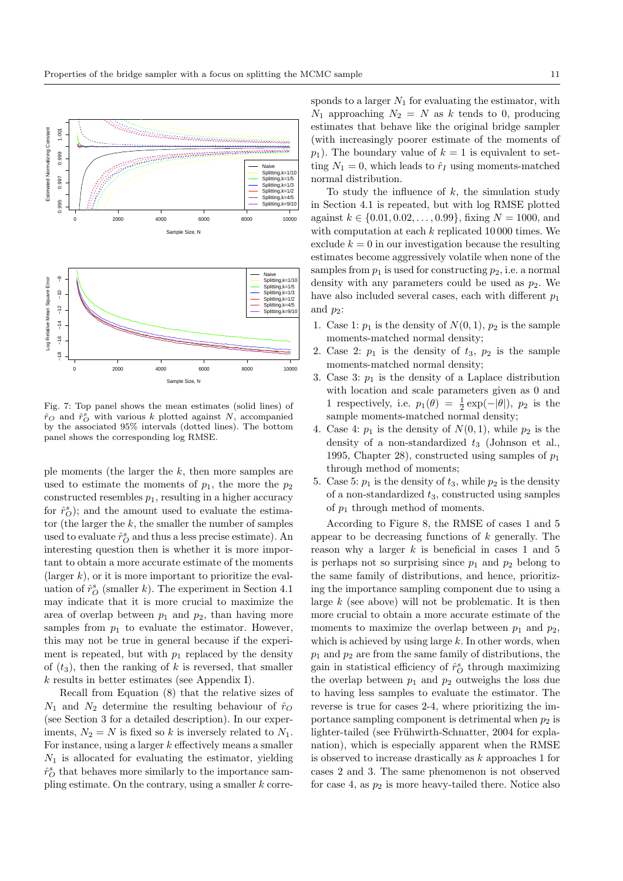Fig. 7: Top panel shows the mean estimates (solid lines) of $\hat{r}_O$ and $\hat{r}_O^s$ with various $k$ plotted against $N$, accompanied by the associated 95% intervals (dotted lines). The bottom panel shows the corresponding log RMSE.

ple moments (the larger the $k$, then more samples are used to estimate the moments of $p_1$, the more the $p_2$ constructed resembles $p_1$, resulting in a higher accuracy for $\hat{r}_O^s$); and the amount used to evaluate the estimator (the larger the $k$, the smaller the number of samples used to evaluate $\hat{r}_O^s$ and thus a less precise estimate). An interesting question then is whether it is more important to obtain a more accurate estimate of the moments (larger $k$), or it is more important to prioritize the evaluation of $\hat{r}_O^s$ (smaller $k$). The experiment in Section 4.1 may indicate that it is more crucial to maximize the area of overlap between $p_1$ and $p_2$, than having more samples from $p_1$ to evaluate the estimator. However, this may not be true in general because if the experiment is repeated, but with $p_1$ replaced by the density of ($t_3$), then the ranking of $k$ is reversed, that smaller $k$ results in better estimates (see Appendix I).

Recall from Equation (8) that the relative sizes of $N_1$ and $N_2$ determine the resulting behaviour of $\hat{r}_O$ (see Section 3 for a detailed description). In our experiments, $N_2 = N$ is fixed so $k$ is inversely related to $N_1$. For instance, using a larger $k$ effectively means a smaller $N_1$ is allocated for evaluating the estimator, yielding $\hat{r}_O^s$ that behaves more similarly to the importance sampling estimate. On the contrary, using a smaller $k$ corresponds to a larger $N_1$ for evaluating the estimator, with $N_1$ approaching $N_2 = N$ as $k$ tends to 0, producing estimates that behave like the original bridge sampler (with increasingly poorer estimate of the moments of $p_1$). The boundary value of $k = 1$ is equivalent to setting $N_1 = 0$, which leads to $\hat{r}_I$ using moments-matched normal distribution.

To study the influence of $k$, the simulation study in Section 4.1 is repeated, but with log RMSE plotted against $k \in \{0.01, 0.02, \ldots, 0.99\}$, fixing $N = 1000$, and with computation at each $k$ replicated 10 000 times. We exclude $k = 0$ in our investigation because the resulting estimates become aggressively volatile when none of the samples from $p_1$ is used for constructing $p_2$, i.e. a normal density with any parameters could be used as $p_2$. We have also included several cases, each with different $p_1$ and $p_2$:

1. Case 1: $p_1$ is the density of $N(0, 1)$, $p_2$ is the sample moments-matched normal density;
2. Case 2: $p_1$ is the density of $t_3$, $p_2$ is the sample moments-matched normal density;
3. Case 3: $p_1$ is the density of a Laplace distribution with location and scale parameters given as 0 and 1 respectively, i.e. $p_1(\theta) = \frac{1}{2}\exp(-|\theta|)$, $p_2$ is the sample moments-matched normal density;
4. Case 4: $p_1$ is the density of $N(0, 1)$, while $p_2$ is the density of a non-standardized $t_3$ (Johnson et al., 1995, Chapter 28), constructed using samples of $p_1$ through method of moments;
5. Case 5: $p_1$ is the density of $t_3$, while $p_2$ is the density of a non-standardized $t_3$, constructed using samples of $p_1$ through method of moments.

According to Figure 8, the RMSE of cases 1 and 5 appear to be decreasing functions of $k$ generally. The reason why a larger $k$ is beneficial in cases 1 and 5 is perhaps not so surprising since $p_1$ and $p_2$ belong to the same family of distributions, and hence, prioritizing the importance sampling component due to using a large $k$ (see above) will not be problematic. It is then more crucial to obtain a more accurate estimate of the moments to maximize the overlap between $p_1$ and $p_2$, which is achieved by using large $k$. In other words, when $p_1$ and $p_2$ are from the same family of distributions, the gain in statistical efficiency of $\hat{r}_O^s$ through maximizing the overlap between $p_1$ and $p_2$ outweighs the loss due to having less samples to evaluate the estimator. The reverse is true for cases 2-4, where prioritizing the importance sampling component is detrimental when $p_2$ is lighter-tailed (see Frühwirth-Schnatter, 2004 for explanation), which is especially apparent when the RMSE is observed to increase drastically as $k$ approaches 1 for cases 2 and 3. The same phenomenon is not observed for case 4, as $p_2$ is more heavy-tailed there. Notice also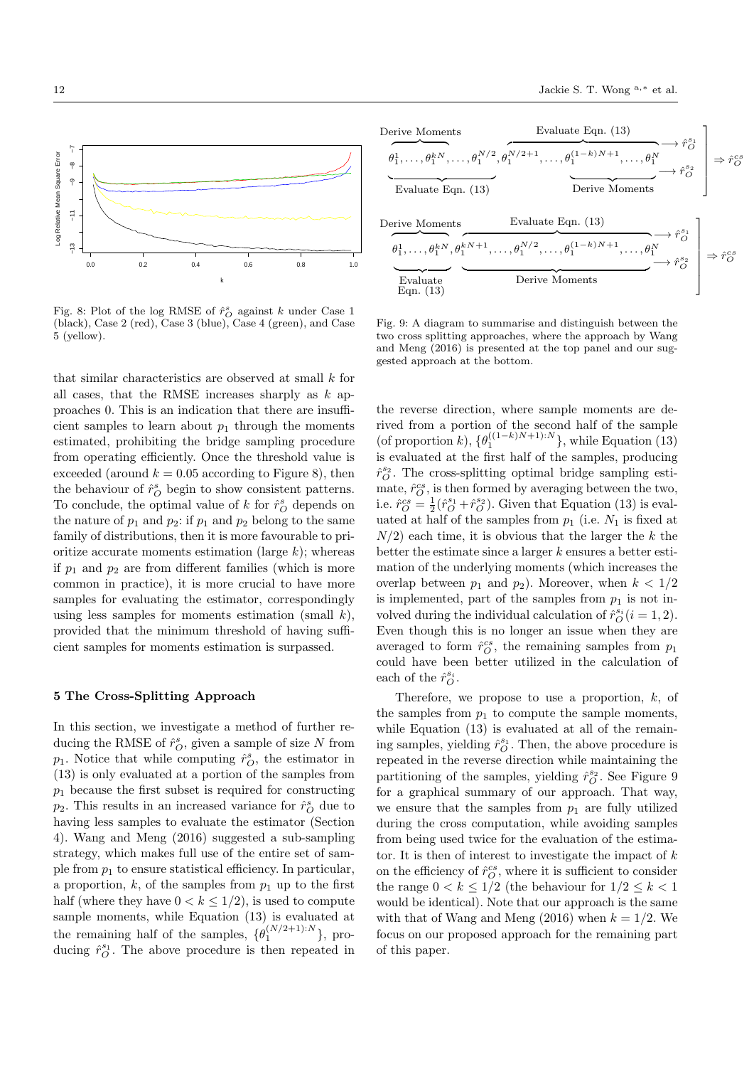Fig. 8: Plot of the log RMSE of $\hat{r}_O^s$ against $k$ under Case 1 (black), Case 2 (red), Case 3 (blue), Case 4 (green), and Case 5 (yellow).

Fig. 9: A diagram to summarise and distinguish between the two cross splitting approaches, where the approach by Wang and Meng (2016) is presented at the top panel and our suggested approach at the bottom.

that similar characteristics are observed at small $k$ for all cases, that the RMSE increases sharply as $k$ approaches 0. This is an indication that there are insufficient samples to learn about $p_1$ through the moments estimated, prohibiting the bridge sampling procedure from operating efficiently. Once the threshold value is exceeded (around $k = 0.05$ according to Figure 8), then the behaviour of $\hat{r}_O^s$ begin to show consistent patterns. To conclude, the optimal value of $k$ for $\hat{r}_O^s$ depends on the nature of $p_1$ and $p_2$: if $p_1$ and $p_2$ belong to the same family of distributions, then it is more favourable to prioritize accurate moments estimation (large $k$); whereas if $p_1$ and $p_2$ are from different families (which is more common in practice), it is more crucial to have more samples for evaluating the estimator, correspondingly using less samples for moments estimation (small $k$), provided that the minimum threshold of having sufficient samples for moments estimation is surpassed.

## 5 The Cross-Splitting Approach

In this section, we investigate a method of further reducing the RMSE of $\hat{r}_O^s$, given a sample of size $N$ from $p_1$. Notice that while computing $\hat{r}_O^s$, the estimator in (13) is only evaluated at a portion of the samples from $p_1$ because the first subset is required for constructing $p_2$. This results in an increased variance for $\hat{r}_O^s$ due to having less samples to evaluate the estimator (Section 4). Wang and Meng (2016) suggested a sub-sampling strategy, which makes full use of the entire set of sample from $p_1$ to ensure statistical efficiency. In particular, a proportion, $k$, of the samples from $p_1$ up to the first half (where they have $0 < k \leq 1/2$), is used to compute sample moments, while Equation (13) is evaluated at the remaining half of the samples, $\{\theta_1^{(N/2+1):N}\}$, producing $\hat{r}_O^{s_1}$. The above procedure is then repeated in the reverse direction, where sample moments are derived from a portion of the second half of the sample (of proportion $k$), $\{\theta_1^{((1-k)N+1):N}\}$, while Equation (13) is evaluated at the first half of the samples, producing $\hat{r}_O^{s_2}$. The cross-splitting optimal bridge sampling estimate, $\hat{r}_O^{cs}$, is then formed by averaging between the two, i.e. $\hat{r}_O^{cs} = \frac{1}{2}(\hat{r}_O^{s_1} + \hat{r}_O^{s_2})$. Given that Equation (13) is evaluated at half of the samples from $p_1$ (i.e. $N_1$ is fixed at $N/2$) each time, it is obvious that the larger the $k$ the better the estimate since a larger $k$ ensures a better estimation of the underlying moments (which increases the overlap between $p_1$ and $p_2$). Moreover, when $k < 1/2$ is implemented, part of the samples from $p_1$ is not involved during the individual calculation of $\hat{r}_O^{s_i}\,(i = 1, 2)$. Even though this is no longer an issue when they are averaged to form $\hat{r}_O^{cs}$, the remaining samples from $p_1$ could have been better utilized in the calculation of each of the $\hat{r}_O^{s_i}$.

Therefore, we propose to use a proportion, $k$, of the samples from $p_1$ to compute the sample moments, while Equation (13) is evaluated at all of the remaining samples, yielding $\hat{r}_O^{s_1}$. Then, the above procedure is repeated in the reverse direction while maintaining the partitioning of the samples, yielding $\hat{r}_O^{s_2}$. See Figure 9 for a graphical summary of our approach. That way, we ensure that the samples from $p_1$ are fully utilized during the cross computation, while avoiding samples from being used twice for the evaluation of the estimator. It is then of interest to investigate the impact of $k$ on the efficiency of $\hat{r}_O^{cs}$, where it is sufficient to consider the range $0 < k \leq 1/2$ (the behaviour for $1/2 \leq k < 1$ would be identical). Note that our approach is the same with that of Wang and Meng (2016) when $k = 1/2$. We focus on our proposed approach for the remaining part of this paper.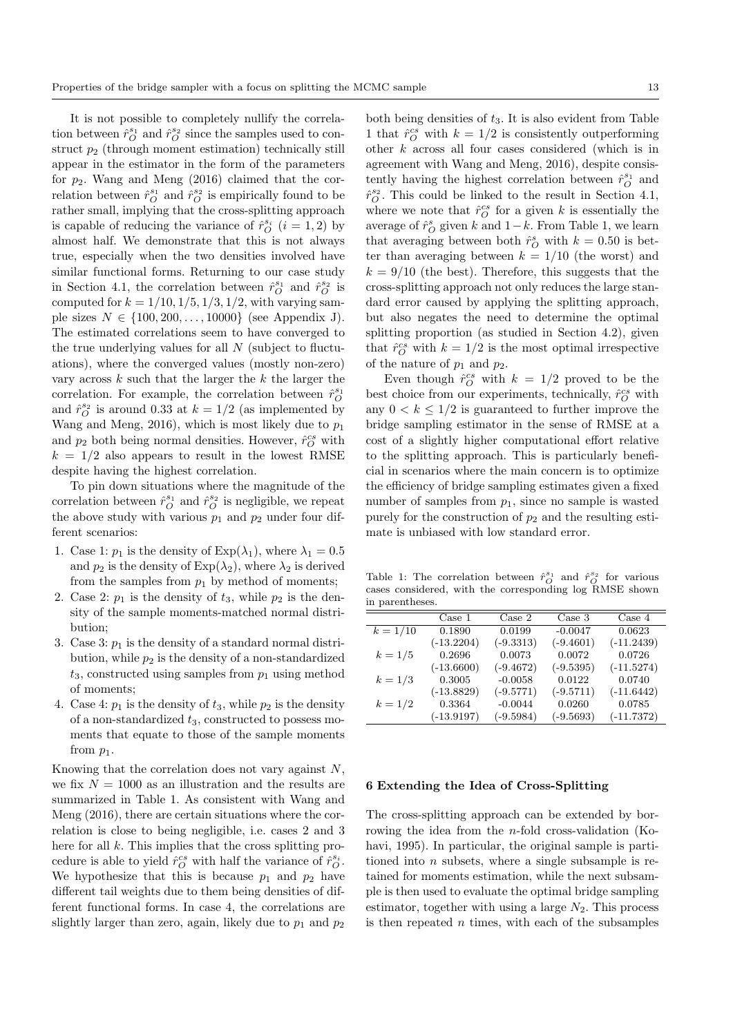It is not possible to completely nullify the correlation between $\hat{r}_O^{s_1}$ and $\hat{r}_O^{s_2}$ since the samples used to construct $p_2$ (through moment estimation) technically still appear in the estimator in the form of the parameters for $p_2$. Wang and Meng (2016) claimed that the correlation between $\hat{r}_O^{s_1}$ and $\hat{r}_O^{s_2}$ is empirically found to be rather small, implying that the cross-splitting approach is capable of reducing the variance of $\hat{r}_O^{s_i}$ $(i = 1, 2)$ by almost half. We demonstrate that this is not always true, especially when the two densities involved have similar functional forms. Returning to our case study in Section 4.1, the correlation between $\hat{r}_O^{s_1}$ and $\hat{r}_O^{s_2}$ is computed for $k = 1/10, 1/5, 1/3, 1/2$, with varying sample sizes $N \in \{100, 200, \ldots, 10000\}$ (see Appendix J). The estimated correlations seem to have converged to the true underlying values for all $N$ (subject to fluctuations), where the converged values (mostly non-zero) vary across $k$ such that the larger the $k$ the larger the correlation. For example, the correlation between $\hat{r}_O^{s_1}$ and $\hat{r}_O^{s_2}$ is around 0.33 at $k = 1/2$ (as implemented by Wang and Meng, 2016), which is most likely due to $p_1$ and $p_2$ both being normal densities. However, $\hat{r}_O^{cs}$ with $k = 1/2$ also appears to result in the lowest RMSE despite having the highest correlation.

To pin down situations where the magnitude of the correlation between $\hat{r}_O^{s_1}$ and $\hat{r}_O^{s_2}$ is negligible, we repeat the above study with various $p_1$ and $p_2$ under four different scenarios:

1. Case 1: $p_1$ is the density of $\text{Exp}(\lambda_1)$, where $\lambda_1 = 0.5$ and $p_2$ is the density of $\text{Exp}(\lambda_2)$, where $\lambda_2$ is derived from the samples from $p_1$ by method of moments;
2. Case 2: $p_1$ is the density of $t_3$, while $p_2$ is the density of the sample moments-matched normal distribution;
3. Case 3: $p_1$ is the density of a standard normal distribution, while $p_2$ is the density of a non-standardized $t_3$, constructed using samples from $p_1$ using method of moments;
4. Case 4: $p_1$ is the density of $t_3$, while $p_2$ is the density of a non-standardized $t_3$, constructed to possess moments that equate to those of the sample moments from $p_1$.

Knowing that the correlation does not vary against $N$, we fix $N = 1000$ as an illustration and the results are summarized in Table 1. As consistent with Wang and Meng (2016), there are certain situations where the correlation is close to being negligible, i.e. cases 2 and 3 here for all $k$. This implies that the cross splitting procedure is able to yield $\hat{r}_O^{cs}$ with half the variance of $\hat{r}_O^{s_i}$. We hypothesize that this is because $p_1$ and $p_2$ have different tail weights due to them being densities of different functional forms. In case 4, the correlations are slightly larger than zero, again, likely due to $p_1$ and $p_2$ both being densities of $t_3$. It is also evident from Table 1 that $\hat{r}_O^{cs}$ with $k = 1/2$ is consistently outperforming other $k$ across all four cases considered (which is in agreement with Wang and Meng, 2016), despite consistently having the highest correlation between $\hat{r}_O^{s_1}$ and $\hat{r}_O^{s_2}$. This could be linked to the result in Section 4.1, where we note that $\hat{r}_O^{cs}$ for a given $k$ is essentially the average of $\hat{r}_O^{s}$ given $k$ and $1-k$. From Table 1, we learn that averaging between both $\hat{r}_O^{s}$ with $k = 0.50$ is better than averaging between $k = 1/10$ (the worst) and $k = 9/10$ (the best). Therefore, this suggests that the cross-splitting approach not only reduces the large standard error caused by applying the splitting approach, but also negates the need to determine the optimal splitting proportion (as studied in Section 4.2), given that $\hat{r}_O^{cs}$ with $k = 1/2$ is the most optimal irrespective of the nature of $p_1$ and $p_2$.

Even though $\hat{r}_O^{cs}$ with $k = 1/2$ proved to be the best choice from our experiments, technically, $\hat{r}_O^{cs}$ with any $0 < k \leq 1/2$ is guaranteed to further improve the bridge sampling estimator in the sense of RMSE at a cost of a slightly higher computational effort relative to the splitting approach. This is particularly beneficial in scenarios where the main concern is to optimize the efficiency of bridge sampling estimates given a fixed number of samples from $p_1$, since no sample is wasted purely for the construction of $p_2$ and the resulting estimate is unbiased with low standard error.

Table 1: The correlation between $\hat{r}_O^{s_1}$ and $\hat{r}_O^{s_2}$ for various cases considered, with the corresponding log RMSE shown in parentheses.

| | Case 1 | Case 2 | Case 3 | Case 4 |
|---|---|---|---|---|
| $k = 1/10$ | 0.1890 | 0.0199 | -0.0047 | 0.0623 |
| | (-13.2204) | (-9.3313) | (-9.4601) | (-11.2439) |
| $k = 1/5$ | 0.2696 | 0.0073 | 0.0072 | 0.0726 |
| | (-13.6600) | (-9.4672) | (-9.5395) | (-11.5274) |
| $k = 1/3$ | 0.3005 | -0.0058 | 0.0122 | 0.0740 |
| | (-13.8829) | (-9.5771) | (-9.5711) | (-11.6442) |
| $k = 1/2$ | 0.3364 | -0.0044 | 0.0260 | 0.0785 |
| | (-13.9197) | (-9.5984) | (-9.5693) | (-11.7372) |

## 6 Extending the Idea of Cross-Splitting

The cross-splitting approach can be extended by borrowing the idea from the $n$-fold cross-validation (Kohavi, 1995). In particular, the original sample is partitioned into $n$ subsets, where a single subsample is retained for moments estimation, while the next subsample is then used to evaluate the optimal bridge sampling estimator, together with using a large $N_2$. This process is then repeated $n$ times, with each of the subsamples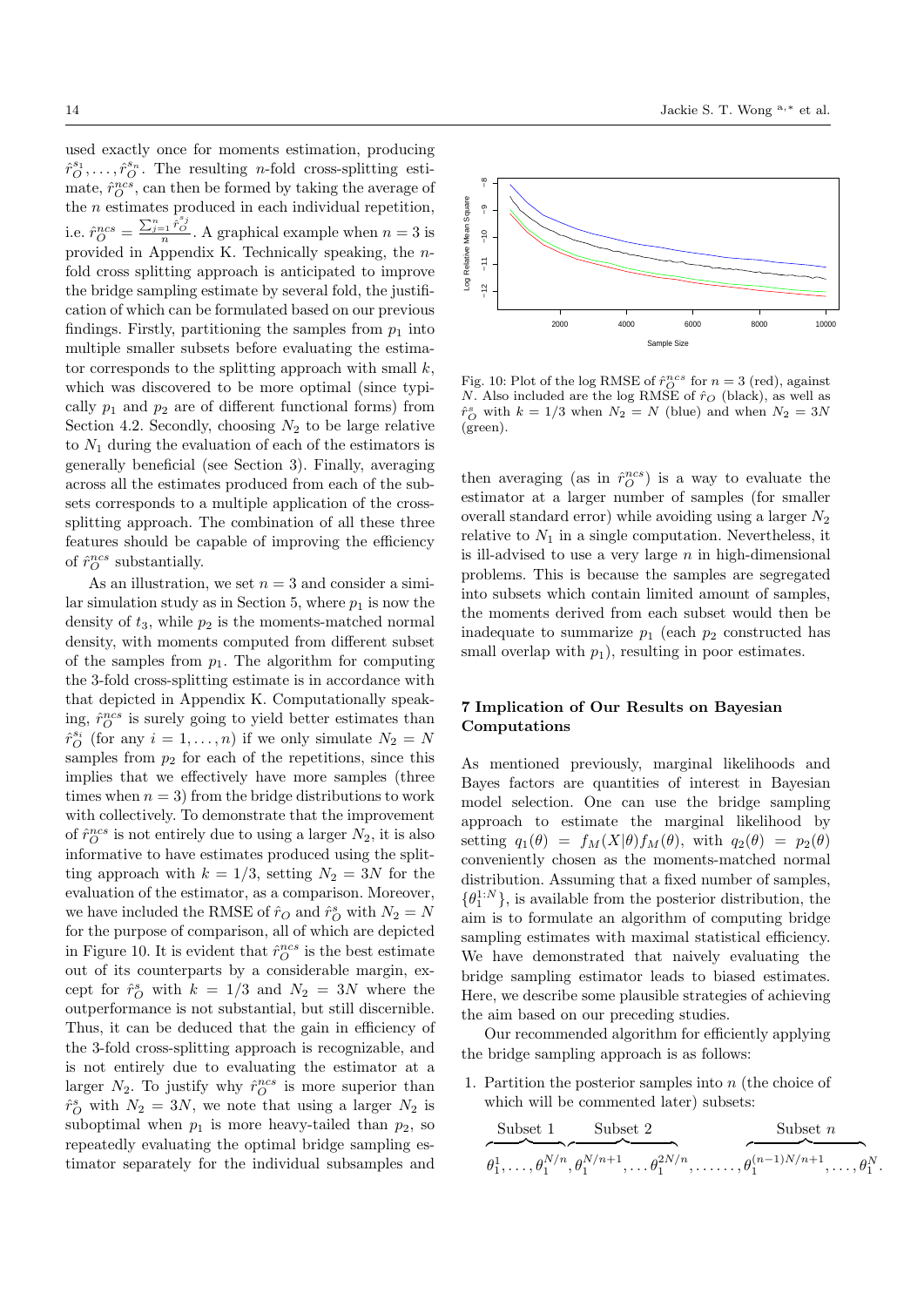used exactly once for moments estimation, producing $\hat{r}_O^{s_1}, \ldots, \hat{r}_O^{s_n}$. The resulting $n$-fold cross-splitting estimate, $\hat{r}_O^{ncs}$, can then be formed by taking the average of the $n$ estimates produced in each individual repetition, i.e. $\hat{r}_O^{ncs} = \frac{\sum_{j=1}^{n} \hat{r}_O^{s_j}}{n}$. A graphical example when $n = 3$ is provided in Appendix K. Technically speaking, the $n$-fold cross splitting approach is anticipated to improve the bridge sampling estimate by several fold, the justification of which can be formulated based on our previous findings. Firstly, partitioning the samples from $p_1$ into multiple smaller subsets before evaluating the estimator corresponds to the splitting approach with small $k$, which was discovered to be more optimal (since typically $p_1$ and $p_2$ are of different functional forms) from Section 4.2. Secondly, choosing $N_2$ to be large relative to $N_1$ during the evaluation of each of the estimators is generally beneficial (see Section 3). Finally, averaging across all the estimates produced from each of the subsets corresponds to a multiple application of the cross-splitting approach. The combination of all these three features should be capable of improving the efficiency of $\hat{r}_O^{ncs}$ substantially.

As an illustration, we set $n = 3$ and consider a similar simulation study as in Section 5, where $p_1$ is now the density of $t_3$, while $p_2$ is the moments-matched normal density, with moments computed from different subset of the samples from $p_1$. The algorithm for computing the 3-fold cross-splitting estimate is in accordance with that depicted in Appendix K. Computationally speaking, $\hat{r}_O^{ncs}$ is surely going to yield better estimates than $\hat{r}_O^{s_i}$ (for any $i = 1, \ldots, n$) if we only simulate $N_2 = N$ samples from $p_2$ for each of the repetitions, since this implies that we effectively have more samples (three times when $n = 3$) from the bridge distributions to work with collectively. To demonstrate that the improvement of $\hat{r}_O^{ncs}$ is not entirely due to using a larger $N_2$, it is also informative to have estimates produced using the splitting approach with $k = 1/3$, setting $N_2 = 3N$ for the evaluation of the estimator, as a comparison. Moreover, we have included the RMSE of $\hat{r}_O$ and $\hat{r}_O^s$ with $N_2 = N$ for the purpose of comparison, all of which are depicted in Figure 10. It is evident that $\hat{r}_O^{ncs}$ is the best estimate out of its counterparts by a considerable margin, except for $\hat{r}_O^s$ with $k = 1/3$ and $N_2 = 3N$ where the outperformance is not substantial, but still discernible. Thus, it can be deduced that the gain in efficiency of the 3-fold cross-splitting approach is recognizable, and is not entirely due to evaluating the estimator at a larger $N_2$. To justify why $\hat{r}_O^{ncs}$ is more superior than $\hat{r}_O^s$ with $N_2 = 3N$, we note that using a larger $N_2$ is suboptimal when $p_1$ is more heavy-tailed than $p_2$, so repeatedly evaluating the optimal bridge sampling estimator separately for the individual subsamples and

Fig. 10: Plot of the log RMSE of $\hat{r}_O^{ncs}$ for $n = 3$ (red), against $N$. Also included are the log RMSE of $\hat{r}_O$ (black), as well as $\hat{r}_O^s$ with $k = 1/3$ when $N_2 = N$ (blue) and when $N_2 = 3N$ (green).

then averaging (as in $\hat{r}_O^{ncs}$) is a way to evaluate the estimator at a larger number of samples (for smaller overall standard error) while avoiding using a larger $N_2$ relative to $N_1$ in a single computation. Nevertheless, it is ill-advised to use a very large $n$ in high-dimensional problems. This is because the samples are segregated into subsets which contain limited amount of samples, the moments derived from each subset would then be inadequate to summarize $p_1$ (each $p_2$ constructed has small overlap with $p_1$), resulting in poor estimates.

## 7 Implication of Our Results on Bayesian Computations

As mentioned previously, marginal likelihoods and Bayes factors are quantities of interest in Bayesian model selection. One can use the bridge sampling approach to estimate the marginal likelihood by setting $q_1(\theta) = f_M(X|\theta)f_M(\theta)$, with $q_2(\theta) = p_2(\theta)$ conveniently chosen as the moments-matched normal distribution. Assuming that a fixed number of samples, $\{\theta_1^{1:N}\}$, is available from the posterior distribution, the aim is to formulate an algorithm of computing bridge sampling estimates with maximal statistical efficiency. We have demonstrated that naively evaluating the bridge sampling estimator leads to biased estimates. Here, we describe some plausible strategies of achieving the aim based on our preceding studies.

Our recommended algorithm for efficiently applying the bridge sampling approach is as follows:

1. Partition the posterior samples into $n$ (the choice of which will be commented later) subsets:

$$\overbrace{\theta_1^1, \ldots, \theta_1^{N/n}}^{\text{Subset 1}}, \overbrace{\theta_1^{N/n+1}, \ldots \theta_1^{2N/n}}^{\text{Subset 2}}, \ldots\ldots, \overbrace{\theta_1^{(n-1)N/n+1}, \ldots, \theta_1^{N}}^{\text{Subset } n}.$$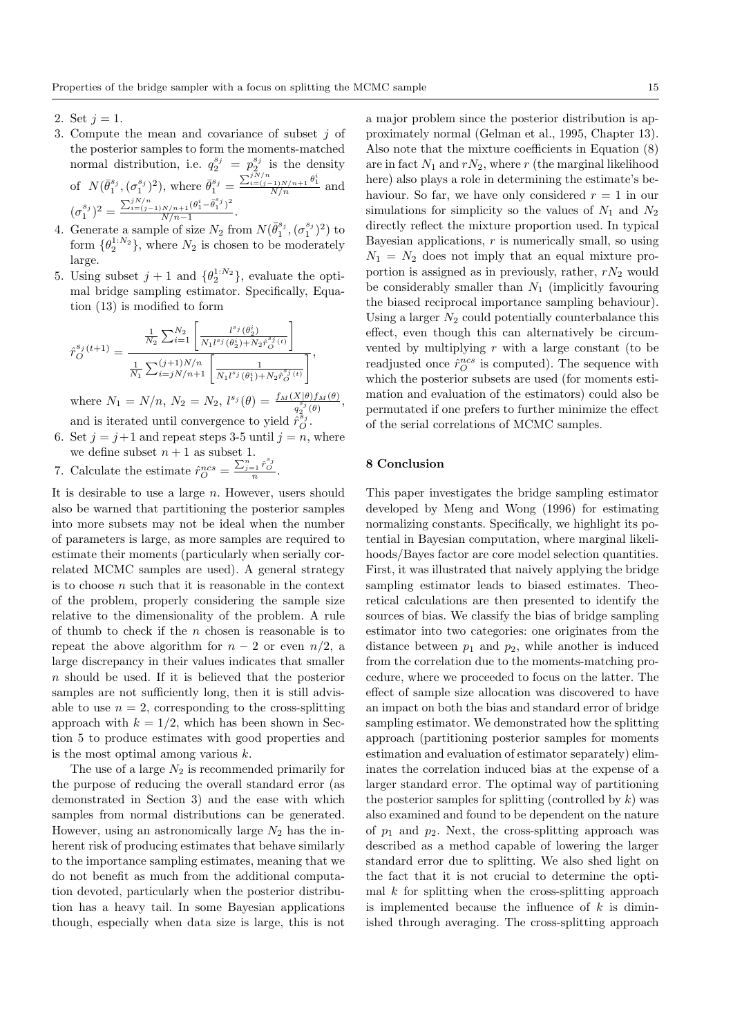2. Set $j = 1$.
3. Compute the mean and covariance of subset $j$ of the posterior samples to form the moments-matched normal distribution, i.e. $q_2^{s_j} = p_2^{s_j}$ is the density of $N(\bar{\theta}_1^{s_j}, (\sigma_1^{s_j})^2)$, where $\bar{\theta}_1^{s_j} = \frac{\sum_{i=(j-1)N/n+1}^{jN/n} \theta_1^i}{N/n}$ and $(\sigma_1^{s_j})^2 = \frac{\sum_{i=(j-1)N/n+1}^{jN/n} (\theta_1^i - \bar{\theta}_1^{s_j})^2}{N/n-1}$.
4. Generate a sample of size $N_2$ from $N(\bar{\theta}_1^{s_j}, (\sigma_1^{s_j})^2)$ to form $\{\theta_2^{1:N_2}\}$, where $N_2$ is chosen to be moderately large.
5. Using subset $j+1$ and $\{\theta_2^{1:N_2}\}$, evaluate the optimal bridge sampling estimator. Specifically, Equation (13) is modified to form

$$\hat{r}_O^{s_j(t+1)} = \frac{\frac{1}{N_2}\sum_{i=1}^{N_2}\left[\frac{l^{s_j}(\theta_2^i)}{N_1 l^{s_j}(\theta_2^i) + N_2 \hat{r}_O^{s_j(t)}}\right]}{\frac{1}{N_1}\sum_{i=jN/n+1}^{(j+1)N/n}\left[\frac{1}{N_1 l^{s_j}(\theta_1^i) + N_2 \hat{r}_O^{s_j(t)}}\right]},$$

where $N_1 = N/n$, $N_2 = N_2$, $l^{s_j}(\theta) = \frac{f_M(X|\theta) f_M(\theta)}{q_2^{s_j}(\theta)}$, and is iterated until convergence to yield $\hat{r}_O^{s_j}$.
6. Set $j = j+1$ and repeat steps 3-5 until $j = n$, where we define subset $n+1$ as subset 1.
7. Calculate the estimate $\hat{r}_O^{ncs} = \frac{\sum_{j=1}^{n} \hat{r}_O^{s_j}}{n}$.

It is desirable to use a large $n$. However, users should also be warned that partitioning the posterior samples into more subsets may not be ideal when the number of parameters is large, as more samples are required to estimate their moments (particularly when serially correlated MCMC samples are used). A general strategy is to choose $n$ such that it is reasonable in the context of the problem, properly considering the sample size relative to the dimensionality of the problem. A rule of thumb to check if the $n$ chosen is reasonable is to repeat the above algorithm for $n-2$ or even $n/2$, a large discrepancy in their values indicates that smaller $n$ should be used. If it is believed that the posterior samples are not sufficiently long, then it is still advisable to use $n = 2$, corresponding to the cross-splitting approach with $k = 1/2$, which has been shown in Section 5 to produce estimates with good properties and is the most optimal among various $k$.

The use of a large $N_2$ is recommended primarily for the purpose of reducing the overall standard error (as demonstrated in Section 3) and the ease with which samples from normal distributions can be generated. However, using an astronomically large $N_2$ has the inherent risk of producing estimates that behave similarly to the importance sampling estimates, meaning that we do not benefit as much from the additional computation devoted, particularly when the posterior distribution has a heavy tail. In some Bayesian applications though, especially when data size is large, this is not a major problem since the posterior distribution is approximately normal (Gelman et al., 1995, Chapter 13). Also note that the mixture coefficients in Equation (8) are in fact $N_1$ and $rN_2$, where $r$ (the marginal likelihood here) also plays a role in determining the estimate's behaviour. So far, we have only considered $r = 1$ in our simulations for simplicity so the values of $N_1$ and $N_2$ directly reflect the mixture proportion used. In typical Bayesian applications, $r$ is numerically small, so using $N_1 = N_2$ does not imply that an equal mixture proportion is assigned as in previously, rather, $rN_2$ would be considerably smaller than $N_1$ (implicitly favouring the biased reciprocal importance sampling behaviour). Using a larger $N_2$ could potentially counterbalance this effect, even though this can alternatively be circumvented by multiplying $r$ with a large constant (to be readjusted once $\hat{r}_O^{ncs}$ is computed). The sequence with which the posterior subsets are used (for moments estimation and evaluation of the estimators) could also be permutated if one prefers to further minimize the effect of the serial correlations of MCMC samples.

## 8 Conclusion

This paper investigates the bridge sampling estimator developed by Meng and Wong (1996) for estimating normalizing constants. Specifically, we highlight its potential in Bayesian computation, where marginal likelihoods/Bayes factor are core model selection quantities. First, it was illustrated that naively applying the bridge sampling estimator leads to biased estimates. Theoretical calculations are then presented to identify the sources of bias. We classify the bias of bridge sampling estimator into two categories: one originates from the distance between $p_1$ and $p_2$, while another is induced from the correlation due to the moments-matching procedure, where we proceeded to focus on the latter. The effect of sample size allocation was discovered to have an impact on both the bias and standard error of bridge sampling estimator. We demonstrated how the splitting approach (partitioning posterior samples for moments estimation and evaluation of estimator separately) eliminates the correlation induced bias at the expense of a larger standard error. The optimal way of partitioning the posterior samples for splitting (controlled by $k$) was also examined and found to be dependent on the nature of $p_1$ and $p_2$. Next, the cross-splitting approach was described as a method capable of lowering the larger standard error due to splitting. We also shed light on the fact that it is not crucial to determine the optimal $k$ for splitting when the cross-splitting approach is implemented because the influence of $k$ is diminished through averaging. The cross-splitting approach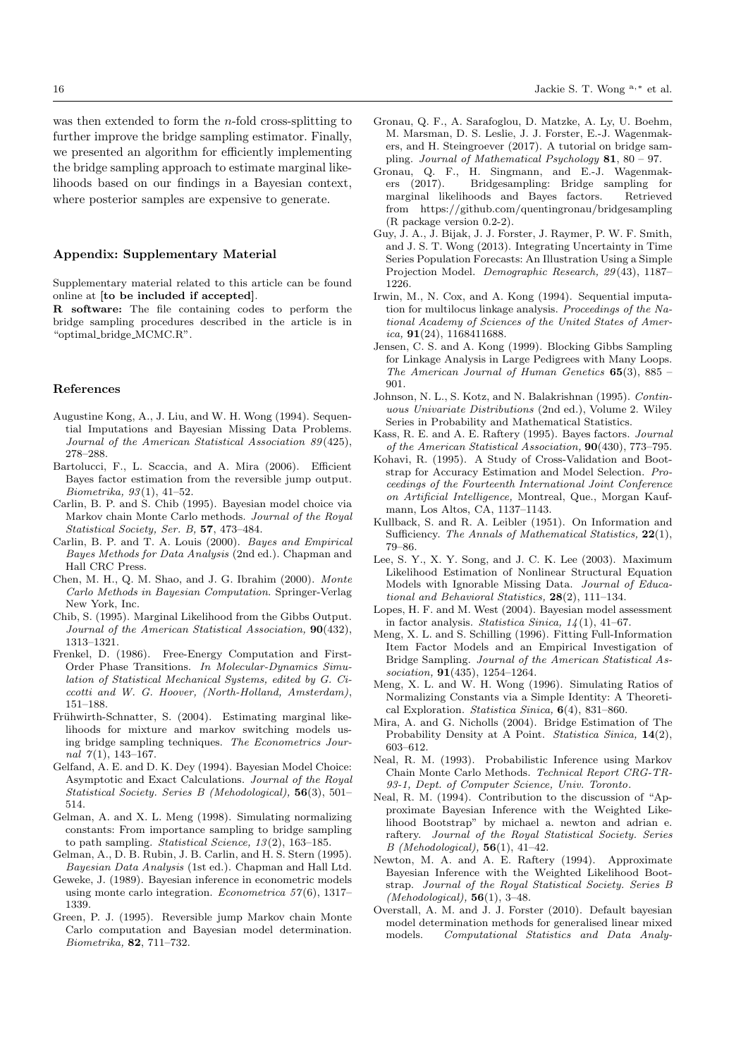was then extended to form the $n$-fold cross-splitting to further improve the bridge sampling estimator. Finally, we presented an algorithm for efficiently implementing the bridge sampling approach to estimate marginal likelihoods based on our findings in a Bayesian context, where posterior samples are expensive to generate.

### Appendix: Supplementary Material

Supplementary material related to this article can be found online at [**to be included if accepted**].

**R software:** The file containing codes to perform the bridge sampling procedures described in the article is in "optimal_bridge_MCMC.R".

### References

Augustine Kong, A., J. Liu, and W. H. Wong (1994). Sequential Imputations and Bayesian Missing Data Problems. *Journal of the American Statistical Association 89*(425), 278–288.

Bartolucci, F., L. Scaccia, and A. Mira (2006). Efficient Bayes factor estimation from the reversible jump output. *Biometrika, 93*(1), 41–52.

Carlin, B. P. and S. Chib (1995). Bayesian model choice via Markov chain Monte Carlo methods. *Journal of the Royal Statistical Society, Ser. B,* **57**, 473–484.

Carlin, B. P. and T. A. Louis (2000). *Bayes and Empirical Bayes Methods for Data Analysis* (2nd ed.). Chapman and Hall CRC Press.

Chen, M. H., Q. M. Shao, and J. G. Ibrahim (2000). *Monte Carlo Methods in Bayesian Computation*. Springer-Verlag New York, Inc.

Chib, S. (1995). Marginal Likelihood from the Gibbs Output. *Journal of the American Statistical Association,* **90**(432), 1313–1321.

Frenkel, D. (1986). Free-Energy Computation and First-Order Phase Transitions. *In Molecular-Dynamics Simulation of Statistical Mechanical Systems, edited by G. Ciccotti and W. G. Hoover, (North-Holland, Amsterdam)*, 151–188.

Frühwirth-Schnatter, S. (2004). Estimating marginal likelihoods for mixture and markov switching models using bridge sampling techniques. *The Econometrics Journal 7*(1), 143–167.

Gelfand, A. E. and D. K. Dey (1994). Bayesian Model Choice: Asymptotic and Exact Calculations. *Journal of the Royal Statistical Society. Series B (Mehodological),* **56**(3), 501–514.

Gelman, A. and X. L. Meng (1998). Simulating normalizing constants: From importance sampling to bridge sampling to path sampling. *Statistical Science, 13*(2), 163–185.

Gelman, A., D. B. Rubin, J. B. Carlin, and H. S. Stern (1995). *Bayesian Data Analysis* (1st ed.). Chapman and Hall Ltd.

Geweke, J. (1989). Bayesian inference in econometric models using monte carlo integration. *Econometrica 57*(6), 1317–1339.

Green, P. J. (1995). Reversible jump Markov chain Monte Carlo computation and Bayesian model determination. *Biometrika,* **82**, 711–732.

Gronau, Q. F., A. Sarafoglou, D. Matzke, A. Ly, U. Boehm, M. Marsman, D. S. Leslie, J. J. Forster, E.-J. Wagenmakers, and H. Steingroever (2017). A tutorial on bridge sampling. *Journal of Mathematical Psychology* **81**, 80 – 97.

Gronau, Q. F., H. Singmann, and E.-J. Wagenmakers (2017). Bridgesampling: Bridge sampling for marginal likelihoods and Bayes factors. Retrieved from https://github.com/quentingronau/bridgesampling (R package version 0.2-2).

Guy, J. A., J. Bijak, J. J. Forster, J. Raymer, P. W. F. Smith, and J. S. T. Wong (2013). Integrating Uncertainty in Time Series Population Forecasts: An Illustration Using a Simple Projection Model. *Demographic Research, 29*(43), 1187–1226.

Irwin, M., N. Cox, and A. Kong (1994). Sequential imputation for multilocus linkage analysis. *Proceedings of the National Academy of Sciences of the United States of America,* **91**(24), 1168411688.

Jensen, C. S. and A. Kong (1999). Blocking Gibbs Sampling for Linkage Analysis in Large Pedigrees with Many Loops. *The American Journal of Human Genetics* **65**(3), 885 – 901.

Johnson, N. L., S. Kotz, and N. Balakrishnan (1995). *Continuous Univariate Distributions* (2nd ed.), Volume 2. Wiley Series in Probability and Mathematical Statistics.

Kass, R. E. and A. E. Raftery (1995). Bayes factors. *Journal of the American Statistical Association,* **90**(430), 773–795.

Kohavi, R. (1995). A Study of Cross-Validation and Bootstrap for Accuracy Estimation and Model Selection. *Proceedings of the Fourteenth International Joint Conference on Artificial Intelligence,* Montreal, Que., Morgan Kaufmann, Los Altos, CA, 1137–1143.

Kullback, S. and R. A. Leibler (1951). On Information and Sufficiency. *The Annals of Mathematical Statistics,* **22**(1), 79–86.

Lee, S. Y., X. Y. Song, and J. C. K. Lee (2003). Maximum Likelihood Estimation of Nonlinear Structural Equation Models with Ignorable Missing Data. *Journal of Educational and Behavioral Statistics,* **28**(2), 111–134.

Lopes, H. F. and M. West (2004). Bayesian model assessment in factor analysis. *Statistica Sinica, 14*(1), 41–67.

Meng, X. L. and S. Schilling (1996). Fitting Full-Information Item Factor Models and an Empirical Investigation of Bridge Sampling. *Journal of the American Statistical Association,* **91**(435), 1254–1264.

Meng, X. L. and W. H. Wong (1996). Simulating Ratios of Normalizing Constants via a Simple Identity: A Theoretical Exploration. *Statistica Sinica,* **6**(4), 831–860.

Mira, A. and G. Nicholls (2004). Bridge Estimation of The Probability Density at A Point. *Statistica Sinica,* **14**(2), 603–612.

Neal, R. M. (1993). Probabilistic Inference using Markov Chain Monte Carlo Methods. *Technical Report CRG-TR-93-1, Dept. of Computer Science, Univ. Toronto*.

Neal, R. M. (1994). Contribution to the discussion of "Approximate Bayesian Inference with the Weighted Likelihood Bootstrap" by michael a. newton and adrian e. raftery. *Journal of the Royal Statistical Society. Series B (Mehodological),* **56**(1), 41–42.

Newton, M. A. and A. E. Raftery (1994). Approximate Bayesian Inference with the Weighted Likelihood Bootstrap. *Journal of the Royal Statistical Society. Series B (Mehodological),* **56**(1), 3–48.

Overstall, A. M. and J. J. Forster (2010). Default bayesian model determination methods for generalised linear mixed models. *Computational Statistics and Data Analy-*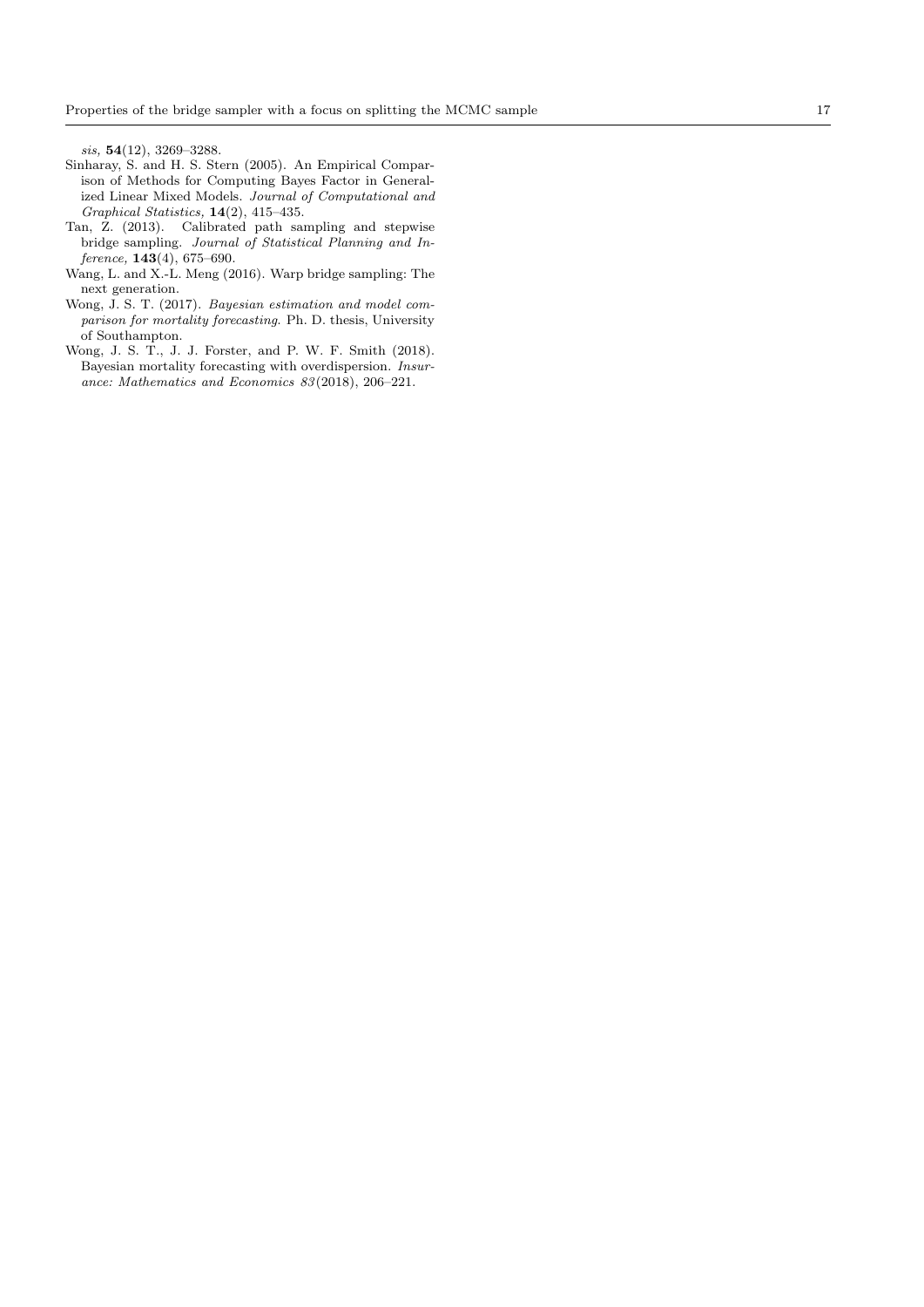*sis,* **54**(12), 3269–3288.

Sinharay, S. and H. S. Stern (2005). An Empirical Comparison of Methods for Computing Bayes Factor in Generalized Linear Mixed Models. *Journal of Computational and Graphical Statistics,* **14**(2), 415–435.

Tan, Z. (2013). Calibrated path sampling and stepwise bridge sampling. *Journal of Statistical Planning and Inference,* **143**(4), 675–690.

Wang, L. and X.-L. Meng (2016). Warp bridge sampling: The next generation.

Wong, J. S. T. (2017). *Bayesian estimation and model comparison for mortality forecasting*. Ph. D. thesis, University of Southampton.

Wong, J. S. T., J. J. Forster, and P. W. F. Smith (2018). Bayesian mortality forecasting with overdispersion. *Insurance: Mathematics and Economics 83*(2018), 206–221.